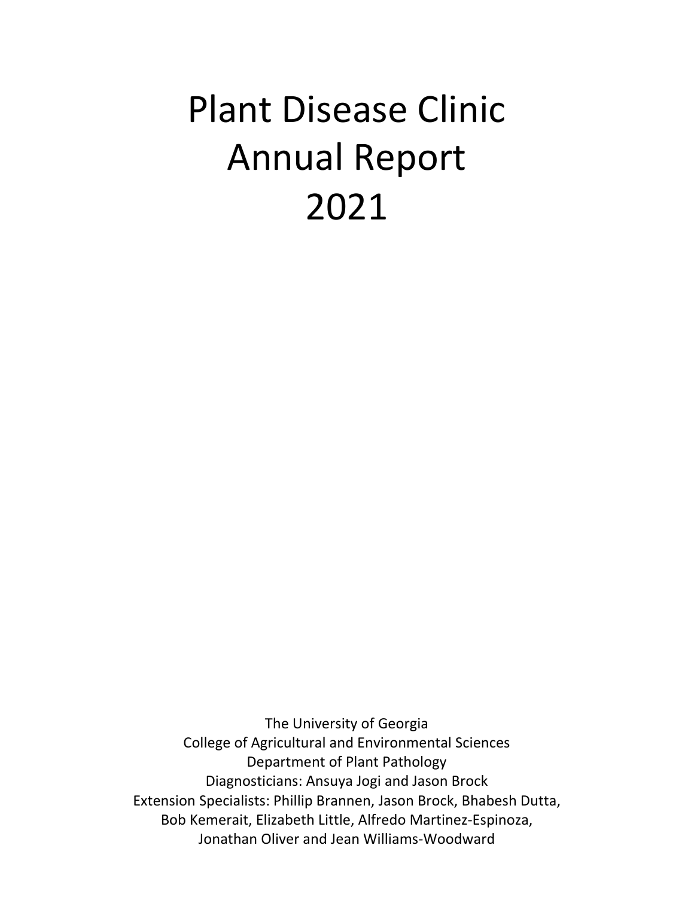# Plant Disease Clinic Annual Report 2021

The University of Georgia
College of Agricultural and Environmental Sciences
Department of Plant Pathology
Diagnosticians: Ansuya Jogi and Jason Brock
Extension Specialists: Phillip Brannen, Jason Brock, Bhabesh Dutta,
Bob Kemerait, Elizabeth Little, Alfredo Martinez-Espinoza,
Jonathan Oliver and Jean Williams-Woodward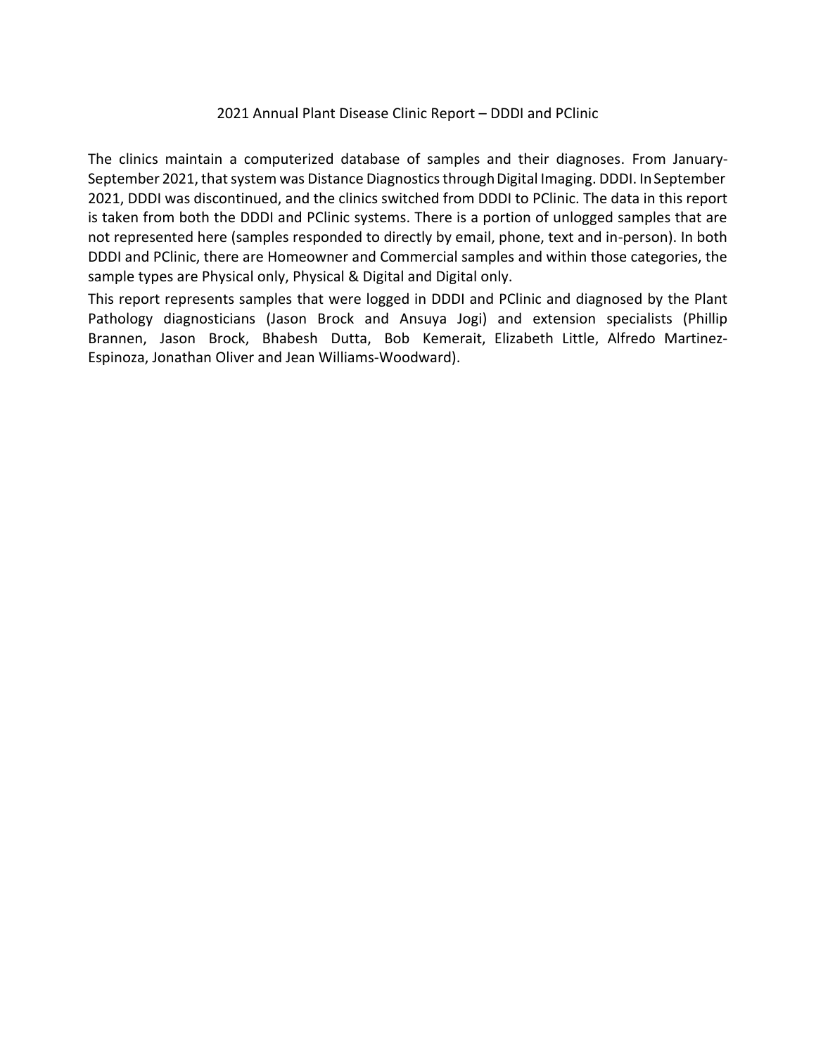# 2021 Annual Plant Disease Clinic Report – DDDI and PClinic

The clinics maintain a computerized database of samples and their diagnoses. From January-September 2021, that system was Distance Diagnostics through Digital Imaging. DDDI. In September 2021, DDDI was discontinued, and the clinics switched from DDDI to PClinic. The data in this report is taken from both the DDDI and PClinic systems. There is a portion of unlogged samples that are not represented here (samples responded to directly by email, phone, text and in-person). In both DDDI and PClinic, there are Homeowner and Commercial samples and within those categories, the sample types are Physical only, Physical & Digital and Digital only.

This report represents samples that were logged in DDDI and PClinic and diagnosed by the Plant Pathology diagnosticians (Jason Brock and Ansuya Jogi) and extension specialists (Phillip Brannen, Jason Brock, Bhabesh Dutta, Bob Kemerait, Elizabeth Little, Alfredo Martinez-Espinoza, Jonathan Oliver and Jean Williams-Woodward).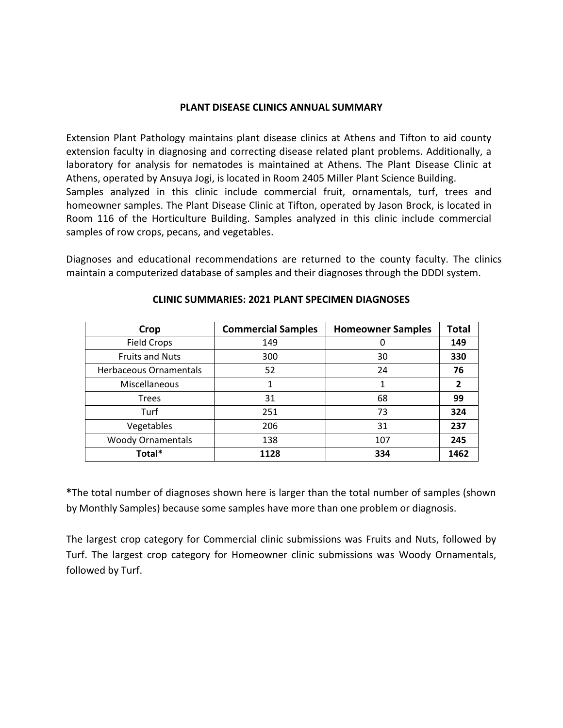# PLANT DISEASE CLINICS ANNUAL SUMMARY

Extension Plant Pathology maintains plant disease clinics at Athens and Tifton to aid county extension faculty in diagnosing and correcting disease related plant problems. Additionally, a laboratory for analysis for nematodes is maintained at Athens. The Plant Disease Clinic at Athens, operated by Ansuya Jogi, is located in Room 2405 Miller Plant Science Building. Samples analyzed in this clinic include commercial fruit, ornamentals, turf, trees and homeowner samples. The Plant Disease Clinic at Tifton, operated by Jason Brock, is located in Room 116 of the Horticulture Building. Samples analyzed in this clinic include commercial samples of row crops, pecans, and vegetables.

Diagnoses and educational recommendations are returned to the county faculty. The clinics maintain a computerized database of samples and their diagnoses through the DDDI system.

## CLINIC SUMMARIES: 2021 PLANT SPECIMEN DIAGNOSES

| Crop | Commercial Samples | Homeowner Samples | Total |
|---|---|---|---|
| Field Crops | 149 | 0 | **149** |
| Fruits and Nuts | 300 | 30 | **330** |
| Herbaceous Ornamentals | 52 | 24 | **76** |
| Miscellaneous | 1 | 1 | **2** |
| Trees | 31 | 68 | **99** |
| Turf | 251 | 73 | **324** |
| Vegetables | 206 | 31 | **237** |
| Woody Ornamentals | 138 | 107 | **245** |
| **Total*** | **1128** | **334** | **1462** |

**\***The total number of diagnoses shown here is larger than the total number of samples (shown by Monthly Samples) because some samples have more than one problem or diagnosis.

The largest crop category for Commercial clinic submissions was Fruits and Nuts, followed by Turf. The largest crop category for Homeowner clinic submissions was Woody Ornamentals, followed by Turf.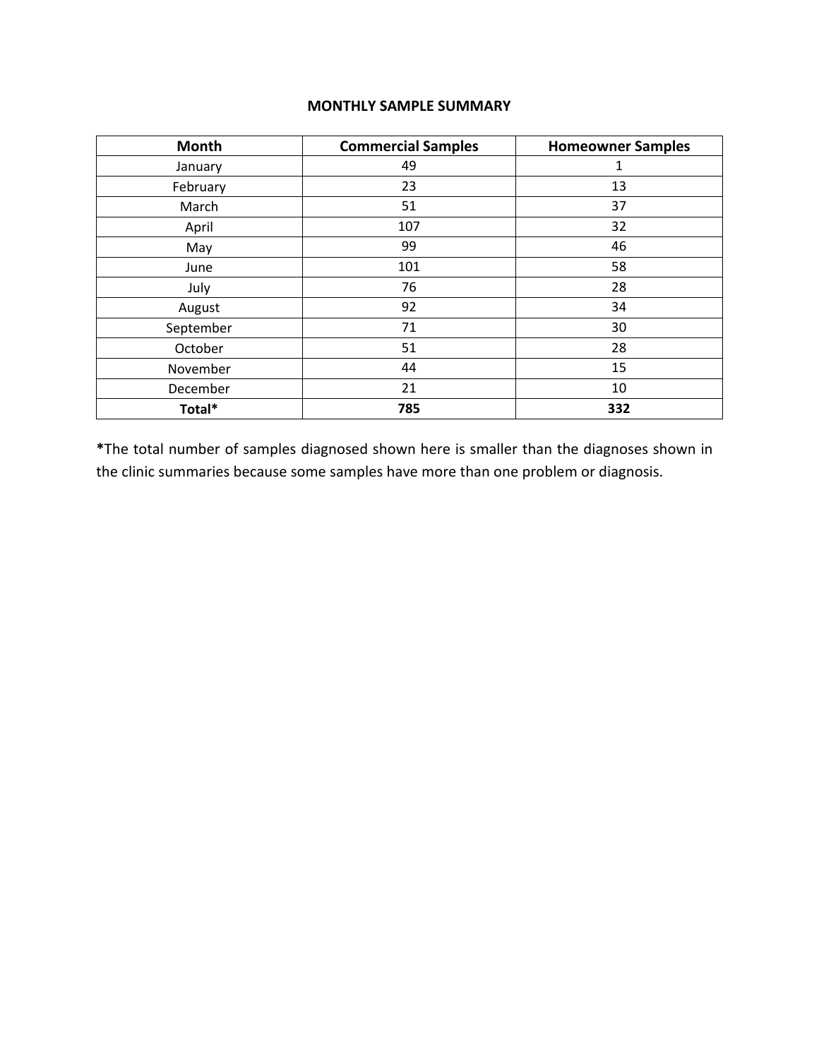## MONTHLY SAMPLE SUMMARY

| Month | Commercial Samples | Homeowner Samples |
|---|---|---|
| January | 49 | 1 |
| February | 23 | 13 |
| March | 51 | 37 |
| April | 107 | 32 |
| May | 99 | 46 |
| June | 101 | 58 |
| July | 76 | 28 |
| August | 92 | 34 |
| September | 71 | 30 |
| October | 51 | 28 |
| November | 44 | 15 |
| December | 21 | 10 |
| **Total*** | **785** | **332** |

***The total number of samples diagnosed shown here is smaller than the diagnoses shown in the clinic summaries because some samples have more than one problem or diagnosis.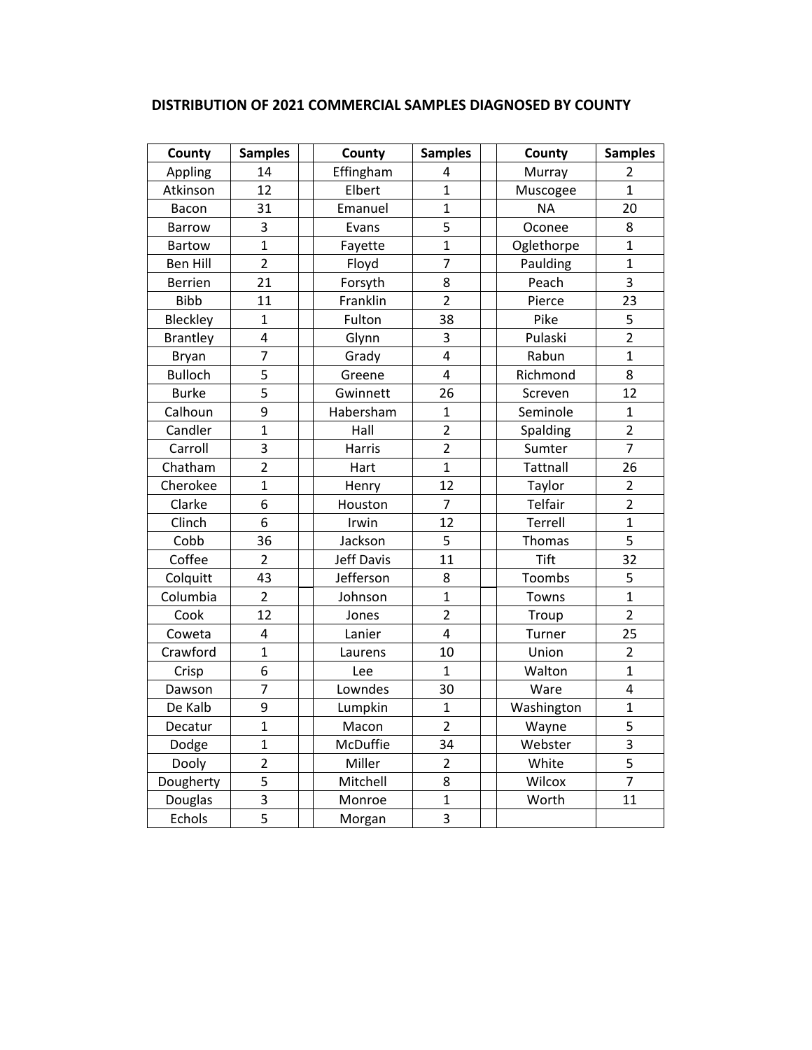## DISTRIBUTION OF 2021 COMMERCIAL SAMPLES DIAGNOSED BY COUNTY

| County | Samples | | County | Samples | | County | Samples |
|---|---|---|---|---|---|---|---|
| Appling | 14 | | Effingham | 4 | | Murray | 2 |
| Atkinson | 12 | | Elbert | 1 | | Muscogee | 1 |
| Bacon | 31 | | Emanuel | 1 | | NA | 20 |
| Barrow | 3 | | Evans | 5 | | Oconee | 8 |
| Bartow | 1 | | Fayette | 1 | | Oglethorpe | 1 |
| Ben Hill | 2 | | Floyd | 7 | | Paulding | 1 |
| Berrien | 21 | | Forsyth | 8 | | Peach | 3 |
| Bibb | 11 | | Franklin | 2 | | Pierce | 23 |
| Bleckley | 1 | | Fulton | 38 | | Pike | 5 |
| Brantley | 4 | | Glynn | 3 | | Pulaski | 2 |
| Bryan | 7 | | Grady | 4 | | Rabun | 1 |
| Bulloch | 5 | | Greene | 4 | | Richmond | 8 |
| Burke | 5 | | Gwinnett | 26 | | Screven | 12 |
| Calhoun | 9 | | Habersham | 1 | | Seminole | 1 |
| Candler | 1 | | Hall | 2 | | Spalding | 2 |
| Carroll | 3 | | Harris | 2 | | Sumter | 7 |
| Chatham | 2 | | Hart | 1 | | Tattnall | 26 |
| Cherokee | 1 | | Henry | 12 | | Taylor | 2 |
| Clarke | 6 | | Houston | 7 | | Telfair | 2 |
| Clinch | 6 | | Irwin | 12 | | Terrell | 1 |
| Cobb | 36 | | Jackson | 5 | | Thomas | 5 |
| Coffee | 2 | | Jeff Davis | 11 | | Tift | 32 |
| Colquitt | 43 | | Jefferson | 8 | | Toombs | 5 |
| Columbia | 2 | | Johnson | 1 | | Towns | 1 |
| Cook | 12 | | Jones | 2 | | Troup | 2 |
| Coweta | 4 | | Lanier | 4 | | Turner | 25 |
| Crawford | 1 | | Laurens | 10 | | Union | 2 |
| Crisp | 6 | | Lee | 1 | | Walton | 1 |
| Dawson | 7 | | Lowndes | 30 | | Ware | 4 |
| De Kalb | 9 | | Lumpkin | 1 | | Washington | 1 |
| Decatur | 1 | | Macon | 2 | | Wayne | 5 |
| Dodge | 1 | | McDuffie | 34 | | Webster | 3 |
| Dooly | 2 | | Miller | 2 | | White | 5 |
| Dougherty | 5 | | Mitchell | 8 | | Wilcox | 7 |
| Douglas | 3 | | Monroe | 1 | | Worth | 11 |
| Echols | 5 | | Morgan | 3 | | | |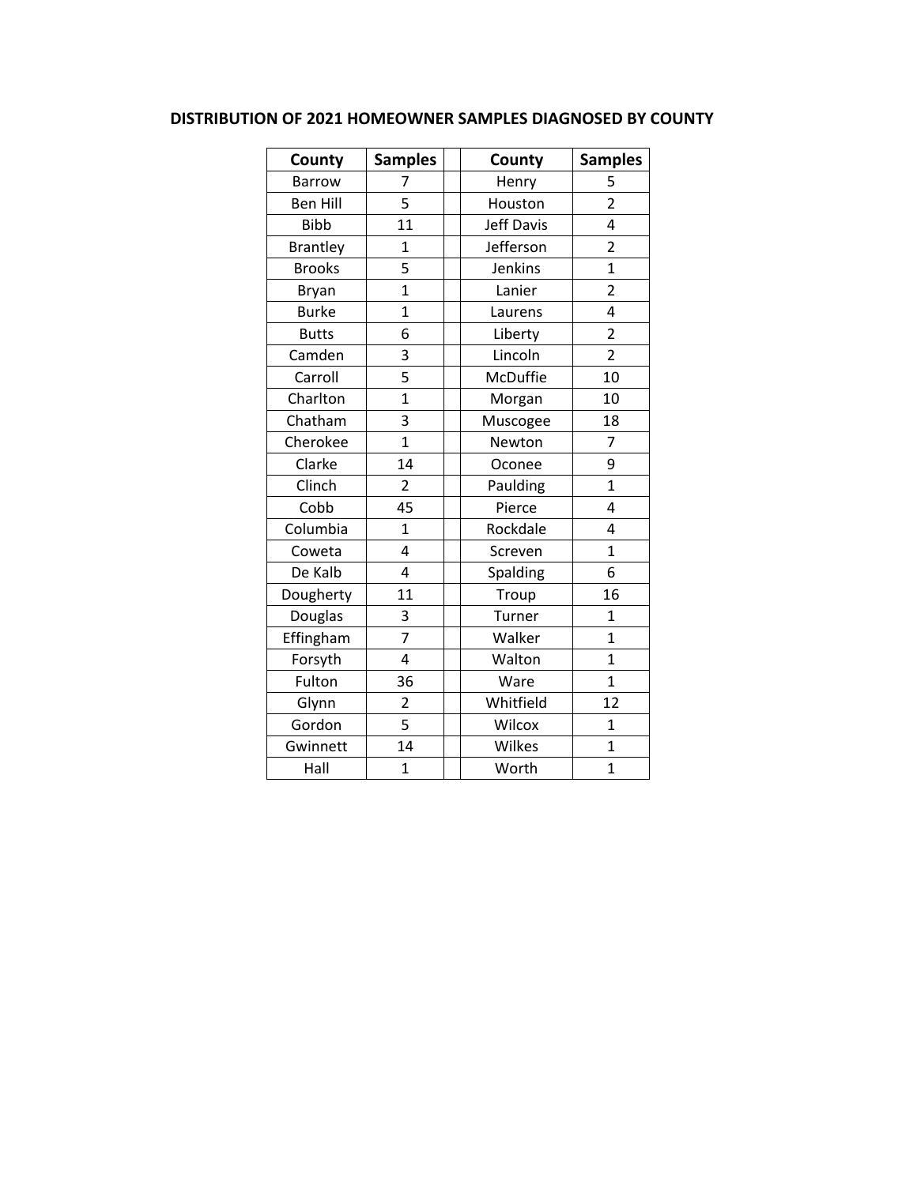**DISTRIBUTION OF 2021 HOMEOWNER SAMPLES DIAGNOSED BY COUNTY**

| County | Samples | | County | Samples |
|---|---|---|---|---|
| Barrow | 7 | | Henry | 5 |
| Ben Hill | 5 | | Houston | 2 |
| Bibb | 11 | | Jeff Davis | 4 |
| Brantley | 1 | | Jefferson | 2 |
| Brooks | 5 | | Jenkins | 1 |
| Bryan | 1 | | Lanier | 2 |
| Burke | 1 | | Laurens | 4 |
| Butts | 6 | | Liberty | 2 |
| Camden | 3 | | Lincoln | 2 |
| Carroll | 5 | | McDuffie | 10 |
| Charlton | 1 | | Morgan | 10 |
| Chatham | 3 | | Muscogee | 18 |
| Cherokee | 1 | | Newton | 7 |
| Clarke | 14 | | Oconee | 9 |
| Clinch | 2 | | Paulding | 1 |
| Cobb | 45 | | Pierce | 4 |
| Columbia | 1 | | Rockdale | 4 |
| Coweta | 4 | | Screven | 1 |
| De Kalb | 4 | | Spalding | 6 |
| Dougherty | 11 | | Troup | 16 |
| Douglas | 3 | | Turner | 1 |
| Effingham | 7 | | Walker | 1 |
| Forsyth | 4 | | Walton | 1 |
| Fulton | 36 | | Ware | 1 |
| Glynn | 2 | | Whitfield | 12 |
| Gordon | 5 | | Wilcox | 1 |
| Gwinnett | 14 | | Wilkes | 1 |
| Hall | 1 | | Worth | 1 |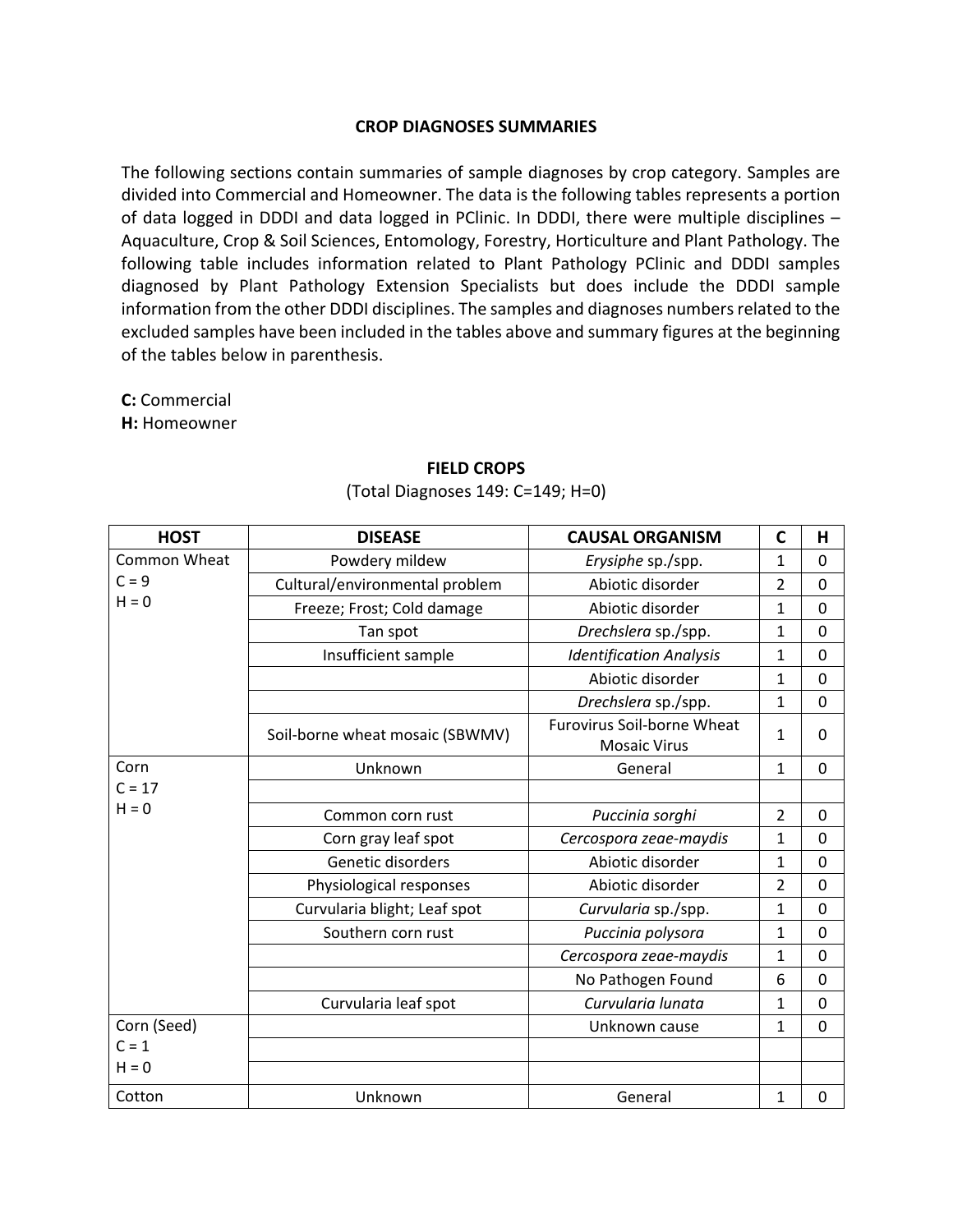**CROP DIAGNOSES SUMMARIES**

The following sections contain summaries of sample diagnoses by crop category. Samples are divided into Commercial and Homeowner. The data is the following tables represents a portion of data logged in DDDI and data logged in PClinic. In DDDI, there were multiple disciplines – Aquaculture, Crop & Soil Sciences, Entomology, Forestry, Horticulture and Plant Pathology. The following table includes information related to Plant Pathology PClinic and DDDI samples diagnosed by Plant Pathology Extension Specialists but does include the DDDI sample information from the other DDDI disciplines. The samples and diagnoses numbers related to the excluded samples have been included in the tables above and summary figures at the beginning of the tables below in parenthesis.

**C:** Commercial
**H:** Homeowner

**FIELD CROPS**

(Total Diagnoses 149: C=149; H=0)

| HOST | DISEASE | CAUSAL ORGANISM | C | H |
|---|---|---|---|---|
| Common Wheat C = 9 H = 0 | Powdery mildew | *Erysiphe* sp./spp. | 1 | 0 |
| | Cultural/environmental problem | Abiotic disorder | 2 | 0 |
| | Freeze; Frost; Cold damage | Abiotic disorder | 1 | 0 |
| | Tan spot | *Drechslera* sp./spp. | 1 | 0 |
| | Insufficient sample | *Identification Analysis* | 1 | 0 |
| | | Abiotic disorder | 1 | 0 |
| | | *Drechslera* sp./spp. | 1 | 0 |
| | Soil-borne wheat mosaic (SBWMV) | Furovirus Soil-borne Wheat Mosaic Virus | 1 | 0 |
| Corn C = 17 H = 0 | Unknown | General | 1 | 0 |
| | | | | |
| | Common corn rust | *Puccinia sorghi* | 2 | 0 |
| | Corn gray leaf spot | *Cercospora zeae-maydis* | 1 | 0 |
| | Genetic disorders | Abiotic disorder | 1 | 0 |
| | Physiological responses | Abiotic disorder | 2 | 0 |
| | Curvularia blight; Leaf spot | *Curvularia* sp./spp. | 1 | 0 |
| | Southern corn rust | *Puccinia polysora* | 1 | 0 |
| | | *Cercospora zeae-maydis* | 1 | 0 |
| | | No Pathogen Found | 6 | 0 |
| | Curvularia leaf spot | *Curvularia lunata* | 1 | 0 |
| Corn (Seed) C = 1 H = 0 | | Unknown cause | 1 | 0 |
| | | | | |
| | | | | |
| Cotton | Unknown | General | 1 | 0 |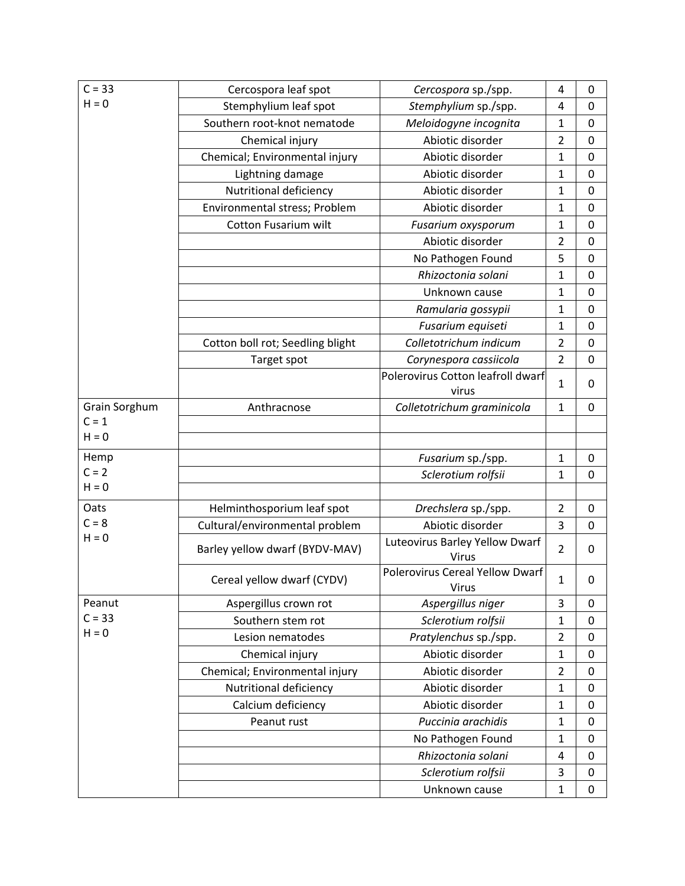| | | | | |
|---|---|---|---|---|
| C = 33<br>H = 0 | Cercospora leaf spot | *Cercospora* sp./spp. | 4 | 0 |
| | Stemphylium leaf spot | *Stemphylium* sp./spp. | 4 | 0 |
| | Southern root-knot nematode | *Meloidogyne incognita* | 1 | 0 |
| | Chemical injury | Abiotic disorder | 2 | 0 |
| | Chemical; Environmental injury | Abiotic disorder | 1 | 0 |
| | Lightning damage | Abiotic disorder | 1 | 0 |
| | Nutritional deficiency | Abiotic disorder | 1 | 0 |
| | Environmental stress; Problem | Abiotic disorder | 1 | 0 |
| | Cotton Fusarium wilt | *Fusarium oxysporum* | 1 | 0 |
| | | Abiotic disorder | 2 | 0 |
| | | No Pathogen Found | 5 | 0 |
| | | *Rhizoctonia solani* | 1 | 0 |
| | | Unknown cause | 1 | 0 |
| | | *Ramularia gossypii* | 1 | 0 |
| | | *Fusarium equiseti* | 1 | 0 |
| | Cotton boll rot; Seedling blight | *Colletotrichum indicum* | 2 | 0 |
| | Target spot | *Corynespora cassiicola* | 2 | 0 |
| | | Polerovirus Cotton leafroll dwarf virus | 1 | 0 |
| Grain Sorghum<br>C = 1<br>H = 0 | Anthracnose | *Colletotrichum graminicola* | 1 | 0 |
| | | | | |
| | | | | |
| Hemp<br>C = 2<br>H = 0 | | *Fusarium* sp./spp. | 1 | 0 |
| | | *Sclerotium rolfsii* | 1 | 0 |
| | | | | |
| Oats<br>C = 8<br>H = 0 | Helminthosporium leaf spot | *Drechslera* sp./spp. | 2 | 0 |
| | Cultural/environmental problem | Abiotic disorder | 3 | 0 |
| | Barley yellow dwarf (BYDV-MAV) | Luteovirus Barley Yellow Dwarf Virus | 2 | 0 |
| | Cereal yellow dwarf (CYDV) | Polerovirus Cereal Yellow Dwarf Virus | 1 | 0 |
| Peanut<br>C = 33<br>H = 0 | Aspergillus crown rot | *Aspergillus niger* | 3 | 0 |
| | Southern stem rot | *Sclerotium rolfsii* | 1 | 0 |
| | Lesion nematodes | *Pratylenchus* sp./spp. | 2 | 0 |
| | Chemical injury | Abiotic disorder | 1 | 0 |
| | Chemical; Environmental injury | Abiotic disorder | 2 | 0 |
| | Nutritional deficiency | Abiotic disorder | 1 | 0 |
| | Calcium deficiency | Abiotic disorder | 1 | 0 |
| | Peanut rust | *Puccinia arachidis* | 1 | 0 |
| | | No Pathogen Found | 1 | 0 |
| | | *Rhizoctonia solani* | 4 | 0 |
| | | *Sclerotium rolfsii* | 3 | 0 |
| | | Unknown cause | 1 | 0 |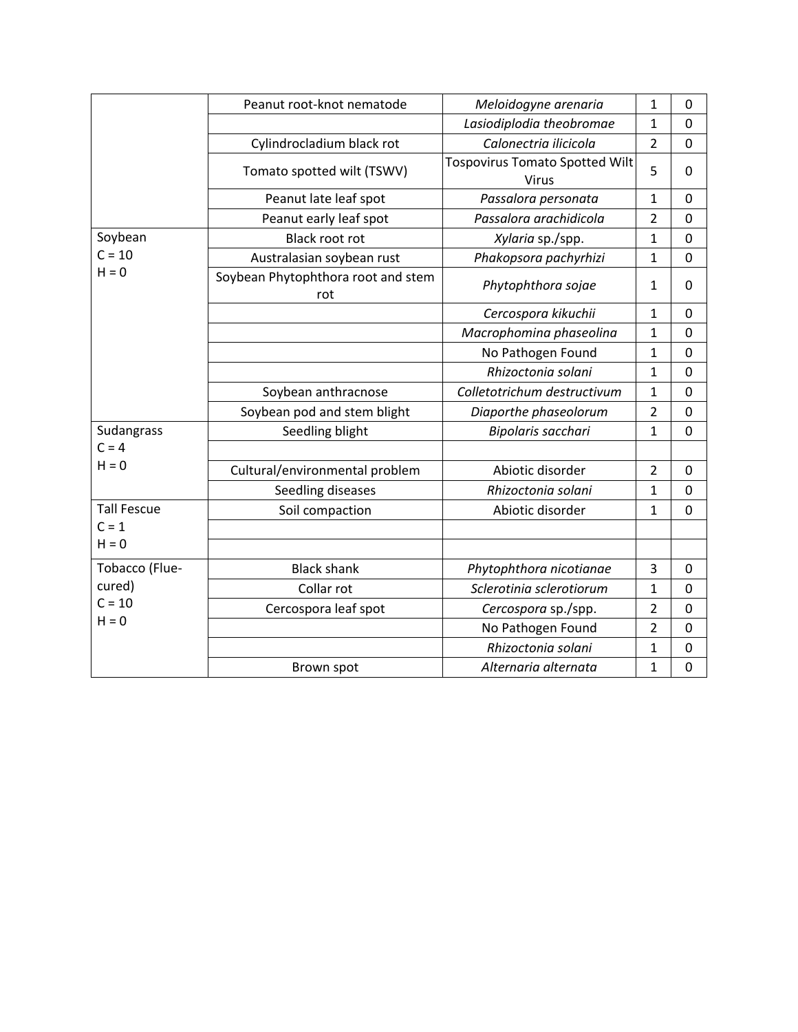| | | | | |
|---|---|---|---|---|
| | Peanut root-knot nematode | *Meloidogyne arenaria* | 1 | 0 |
| | | *Lasiodiplodia theobromae* | 1 | 0 |
| | Cylindrocladium black rot | *Calonectria ilicicola* | 2 | 0 |
| | Tomato spotted wilt (TSWV) | Tospovirus Tomato Spotted Wilt Virus | 5 | 0 |
| | Peanut late leaf spot | *Passalora personata* | 1 | 0 |
| | Peanut early leaf spot | *Passalora arachidicola* | 2 | 0 |
| Soybean<br>C = 10<br>H = 0 | Black root rot | *Xylaria* sp./spp. | 1 | 0 |
| | Australasian soybean rust | *Phakopsora pachyrhizi* | 1 | 0 |
| | Soybean Phytophthora root and stem rot | *Phytophthora sojae* | 1 | 0 |
| | | *Cercospora kikuchii* | 1 | 0 |
| | | *Macrophomina phaseolina* | 1 | 0 |
| | | No Pathogen Found | 1 | 0 |
| | | *Rhizoctonia solani* | 1 | 0 |
| | Soybean anthracnose | *Colletotrichum destructivum* | 1 | 0 |
| | Soybean pod and stem blight | *Diaporthe phaseolorum* | 2 | 0 |
| Sudangrass<br>C = 4<br>H = 0 | Seedling blight | *Bipolaris sacchari* | 1 | 0 |
| | | | | |
| | Cultural/environmental problem | Abiotic disorder | 2 | 0 |
| | Seedling diseases | *Rhizoctonia solani* | 1 | 0 |
| Tall Fescue<br>C = 1<br>H = 0 | Soil compaction | Abiotic disorder | 1 | 0 |
| | | | | |
| | | | | |
| Tobacco (Flue-cured)<br>C = 10<br>H = 0 | Black shank | *Phytophthora nicotianae* | 3 | 0 |
| | Collar rot | *Sclerotinia sclerotiorum* | 1 | 0 |
| | Cercospora leaf spot | *Cercospora* sp./spp. | 2 | 0 |
| | | No Pathogen Found | 2 | 0 |
| | | *Rhizoctonia solani* | 1 | 0 |
| | Brown spot | *Alternaria alternata* | 1 | 0 |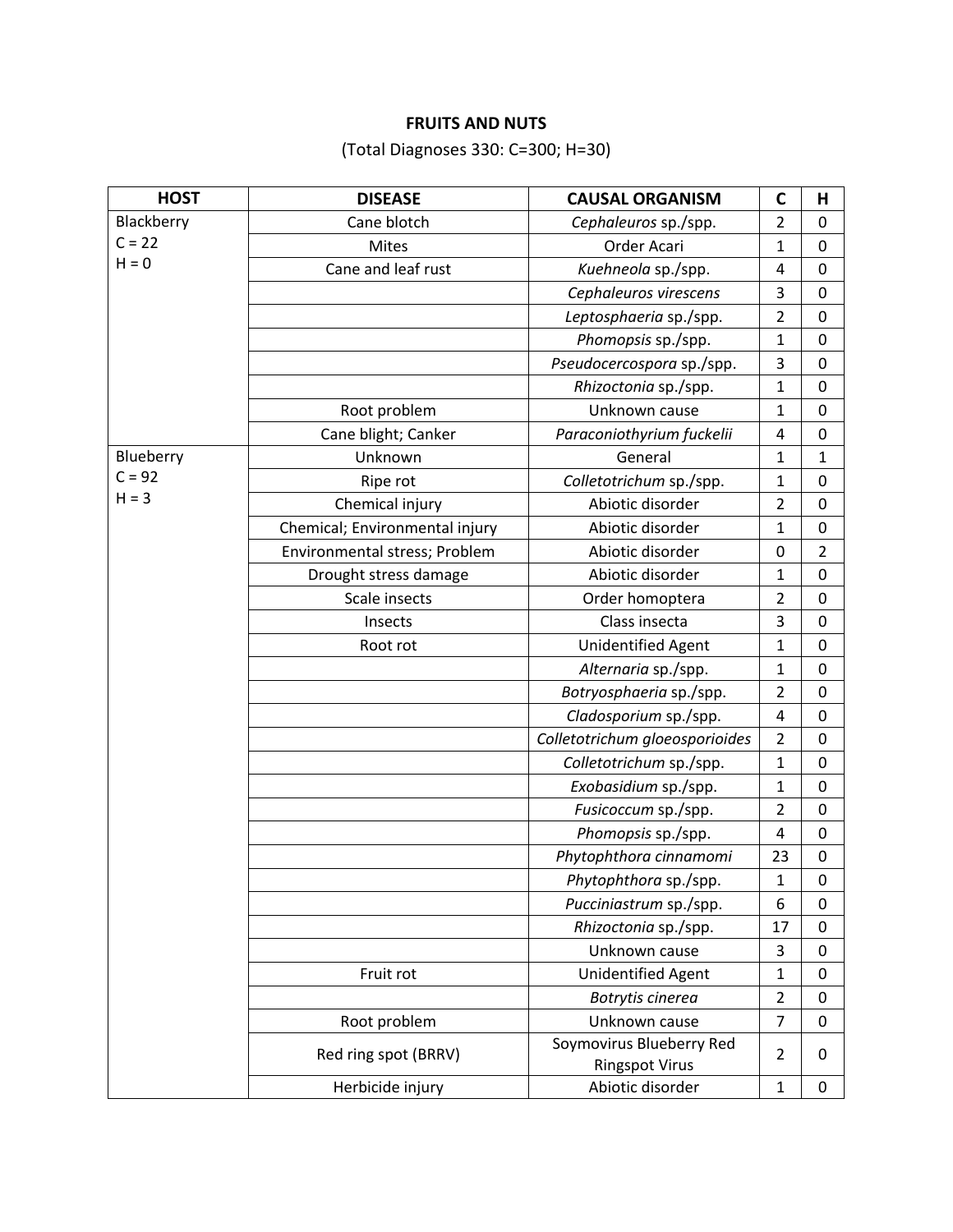**FRUITS AND NUTS**

(Total Diagnoses 330: C=300; H=30)

| HOST | DISEASE | CAUSAL ORGANISM | C | H |
|---|---|---|---|---|
| Blackberry C = 22 H = 0 | Cane blotch | *Cephaleuros* sp./spp. | 2 | 0 |
| | Mites | Order Acari | 1 | 0 |
| | Cane and leaf rust | *Kuehneola* sp./spp. | 4 | 0 |
| | | *Cephaleuros virescens* | 3 | 0 |
| | | *Leptosphaeria* sp./spp. | 2 | 0 |
| | | *Phomopsis* sp./spp. | 1 | 0 |
| | | *Pseudocercospora* sp./spp. | 3 | 0 |
| | | *Rhizoctonia* sp./spp. | 1 | 0 |
| | Root problem | Unknown cause | 1 | 0 |
| | Cane blight; Canker | *Paraconiothyrium fuckelii* | 4 | 0 |
| Blueberry C = 92 H = 3 | Unknown | General | 1 | 1 |
| | Ripe rot | *Colletotrichum* sp./spp. | 1 | 0 |
| | Chemical injury | Abiotic disorder | 2 | 0 |
| | Chemical; Environmental injury | Abiotic disorder | 1 | 0 |
| | Environmental stress; Problem | Abiotic disorder | 0 | 2 |
| | Drought stress damage | Abiotic disorder | 1 | 0 |
| | Scale insects | Order homoptera | 2 | 0 |
| | Insects | Class insecta | 3 | 0 |
| | Root rot | Unidentified Agent | 1 | 0 |
| | | *Alternaria* sp./spp. | 1 | 0 |
| | | *Botryosphaeria* sp./spp. | 2 | 0 |
| | | *Cladosporium* sp./spp. | 4 | 0 |
| | | *Colletotrichum gloeosporioides* | 2 | 0 |
| | | *Colletotrichum* sp./spp. | 1 | 0 |
| | | *Exobasidium* sp./spp. | 1 | 0 |
| | | *Fusicoccum* sp./spp. | 2 | 0 |
| | | *Phomopsis* sp./spp. | 4 | 0 |
| | | *Phytophthora cinnamomi* | 23 | 0 |
| | | *Phytophthora* sp./spp. | 1 | 0 |
| | | *Pucciniastrum* sp./spp. | 6 | 0 |
| | | *Rhizoctonia* sp./spp. | 17 | 0 |
| | | Unknown cause | 3 | 0 |
| | Fruit rot | Unidentified Agent | 1 | 0 |
| | | *Botrytis cinerea* | 2 | 0 |
| | Root problem | Unknown cause | 7 | 0 |
| | Red ring spot (BRRV) | Soymovirus Blueberry Red Ringspot Virus | 2 | 0 |
| | Herbicide injury | Abiotic disorder | 1 | 0 |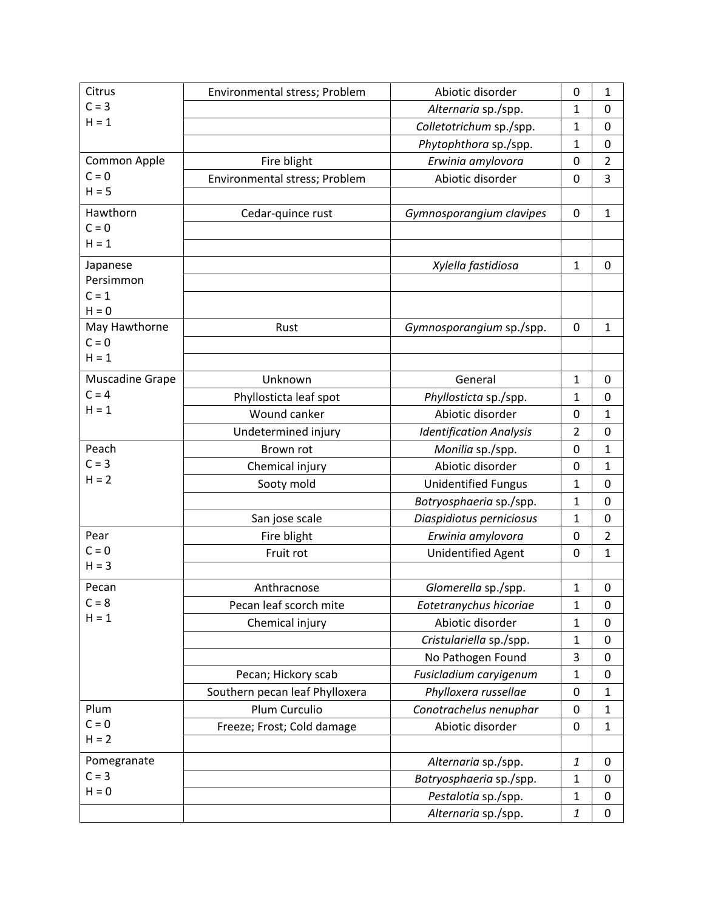| Citrus<br>C = 3<br>H = 1 | Environmental stress; Problem | Abiotic disorder | 0 | 1 |
|---|---|---|---|---|
| | | *Alternaria* sp./spp. | 1 | 0 |
| | | *Colletotrichum* sp./spp. | 1 | 0 |
| | | *Phytophthora* sp./spp. | 1 | 0 |
| Common Apple<br>C = 0<br>H = 5 | Fire blight | *Erwinia amylovora* | 0 | 2 |
| | Environmental stress; Problem | Abiotic disorder | 0 | 3 |
| | | | | |
| Hawthorn<br>C = 0<br>H = 1 | Cedar-quince rust | *Gymnosporangium clavipes* | 0 | 1 |
| | | | | |
| | | | | |
| Japanese Persimmon<br>C = 1<br>H = 0 | | *Xylella fastidiosa* | 1 | 0 |
| | | | | |
| | | | | |
| May Hawthorne<br>C = 0<br>H = 1 | Rust | *Gymnosporangium* sp./spp. | 0 | 1 |
| | | | | |
| | | | | |
| Muscadine Grape<br>C = 4<br>H = 1 | Unknown | General | 1 | 0 |
| | Phyllosticta leaf spot | *Phyllosticta* sp./spp. | 1 | 0 |
| | Wound canker | Abiotic disorder | 0 | 1 |
| | Undetermined injury | *Identification Analysis* | 2 | 0 |
| Peach<br>C = 3<br>H = 2 | Brown rot | *Monilia* sp./spp. | 0 | 1 |
| | Chemical injury | Abiotic disorder | 0 | 1 |
| | Sooty mold | Unidentified Fungus | 1 | 0 |
| | | *Botryosphaeria* sp./spp. | 1 | 0 |
| | San jose scale | *Diaspidiotus perniciosus* | 1 | 0 |
| Pear<br>C = 0<br>H = 3 | Fire blight | *Erwinia amylovora* | 0 | 2 |
| | Fruit rot | Unidentified Agent | 0 | 1 |
| | | | | |
| Pecan<br>C = 8<br>H = 1 | Anthracnose | *Glomerella* sp./spp. | 1 | 0 |
| | Pecan leaf scorch mite | *Eotetranychus hicoriae* | 1 | 0 |
| | Chemical injury | Abiotic disorder | 1 | 0 |
| | | *Cristulariella* sp./spp. | 1 | 0 |
| | | No Pathogen Found | 3 | 0 |
| | Pecan; Hickory scab | *Fusicladium caryigenum* | 1 | 0 |
| | Southern pecan leaf Phylloxera | *Phylloxera russellae* | 0 | 1 |
| Plum<br>C = 0<br>H = 2 | Plum Curculio | *Conotrachelus nenuphar* | 0 | 1 |
| | Freeze; Frost; Cold damage | Abiotic disorder | 0 | 1 |
| | | | | |
| Pomegranate<br>C = 3<br>H = 0 | | *Alternaria* sp./spp. | *1* | 0 |
| | | *Botryosphaeria* sp./spp. | 1 | 0 |
| | | *Pestalotia* sp./spp. | 1 | 0 |
| | | *Alternaria* sp./spp. | *1* | 0 |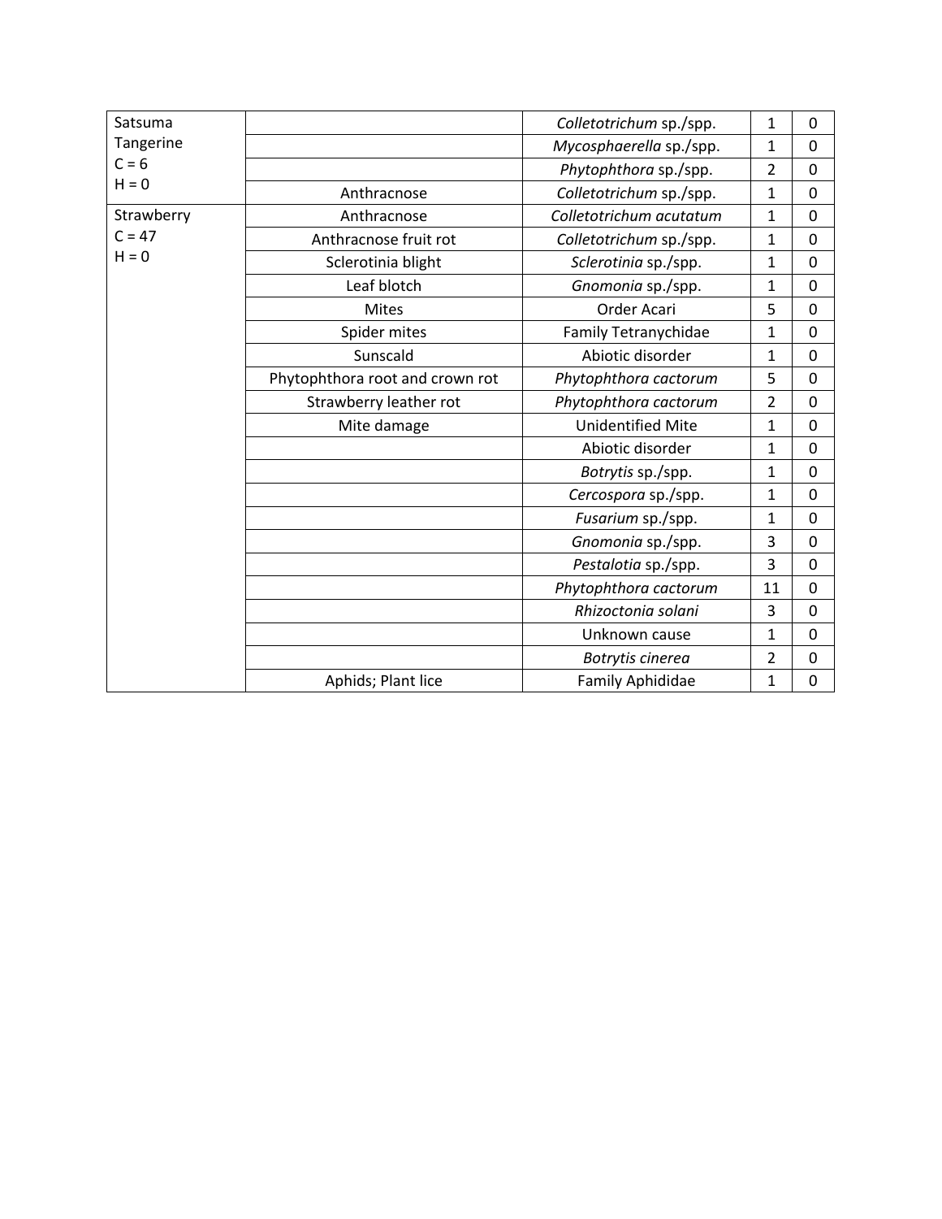| | | | | |
|---|---|---|---|---|
| Satsuma Tangerine C = 6 H = 0 | | *Colletotrichum* sp./spp. | 1 | 0 |
| | | *Mycosphaerella* sp./spp. | 1 | 0 |
| | | *Phytophthora* sp./spp. | 2 | 0 |
| | Anthracnose | *Colletotrichum* sp./spp. | 1 | 0 |
| Strawberry C = 47 H = 0 | Anthracnose | *Colletotrichum acutatum* | 1 | 0 |
| | Anthracnose fruit rot | *Colletotrichum* sp./spp. | 1 | 0 |
| | Sclerotinia blight | *Sclerotinia* sp./spp. | 1 | 0 |
| | Leaf blotch | *Gnomonia* sp./spp. | 1 | 0 |
| | Mites | Order Acari | 5 | 0 |
| | Spider mites | Family Tetranychidae | 1 | 0 |
| | Sunscald | Abiotic disorder | 1 | 0 |
| | Phytophthora root and crown rot | *Phytophthora cactorum* | 5 | 0 |
| | Strawberry leather rot | *Phytophthora cactorum* | 2 | 0 |
| | Mite damage | Unidentified Mite | 1 | 0 |
| | | Abiotic disorder | 1 | 0 |
| | | *Botrytis* sp./spp. | 1 | 0 |
| | | *Cercospora* sp./spp. | 1 | 0 |
| | | *Fusarium* sp./spp. | 1 | 0 |
| | | *Gnomonia* sp./spp. | 3 | 0 |
| | | *Pestalotia* sp./spp. | 3 | 0 |
| | | *Phytophthora cactorum* | 11 | 0 |
| | | *Rhizoctonia solani* | 3 | 0 |
| | | Unknown cause | 1 | 0 |
| | | *Botrytis cinerea* | 2 | 0 |
| | Aphids; Plant lice | Family Aphididae | 1 | 0 |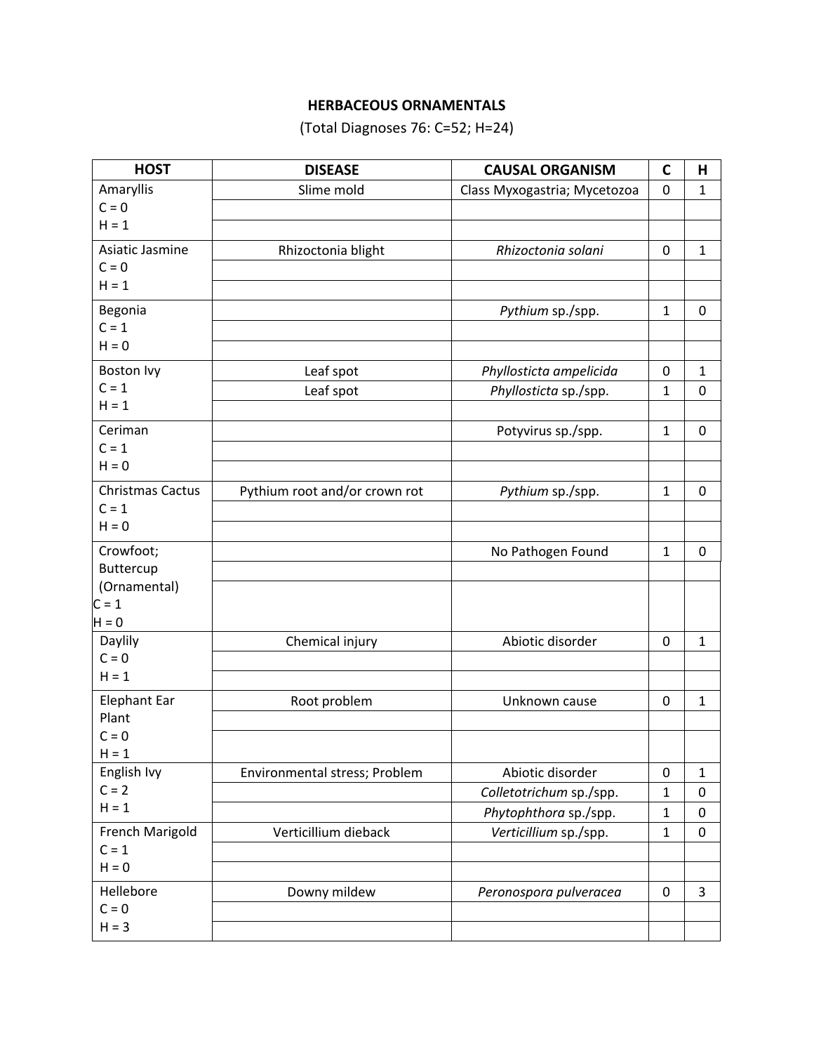**HERBACEOUS ORNAMENTALS**

(Total Diagnoses 76: C=52; H=24)

| HOST | DISEASE | CAUSAL ORGANISM | C | H |
|---|---|---|---|---|
| Amaryllis C = 0 H = 1 | Slime mold | Class Myxogastria; Mycetozoa | 0 | 1 |
| | | | | |
| | | | | |
| Asiatic Jasmine C = 0 H = 1 | Rhizoctonia blight | *Rhizoctonia solani* | 0 | 1 |
| | | | | |
| | | | | |
| Begonia C = 1 H = 0 | | *Pythium* sp./spp. | 1 | 0 |
| | | | | |
| | | | | |
| Boston Ivy C = 1 H = 1 | Leaf spot | *Phyllosticta ampelicida* | 0 | 1 |
| | Leaf spot | *Phyllosticta* sp./spp. | 1 | 0 |
| | | | | |
| Ceriman C = 1 H = 0 | | Potyvirus sp./spp. | 1 | 0 |
| | | | | |
| | | | | |
| Christmas Cactus C = 1 H = 0 | Pythium root and/or crown rot | *Pythium* sp./spp. | 1 | 0 |
| | | | | |
| | | | | |
| Crowfoot; Buttercup (Ornamental) C = 1 H = 0 | | No Pathogen Found | 1 | 0 |
| | | | | |
| | | | | |
| Daylily C = 0 H = 1 | Chemical injury | Abiotic disorder | 0 | 1 |
| | | | | |
| | | | | |
| Elephant Ear Plant C = 0 H = 1 | Root problem | Unknown cause | 0 | 1 |
| | | | | |
| | | | | |
| English Ivy C = 2 H = 1 | Environmental stress; Problem | Abiotic disorder | 0 | 1 |
| | | *Colletotrichum* sp./spp. | 1 | 0 |
| | | *Phytophthora* sp./spp. | 1 | 0 |
| French Marigold C = 1 H = 0 | Verticillium dieback | *Verticillium* sp./spp. | 1 | 0 |
| | | | | |
| | | | | |
| Hellebore C = 0 H = 3 | Downy mildew | *Peronospora pulveracea* | 0 | 3 |
| | | | | |
| | | | | |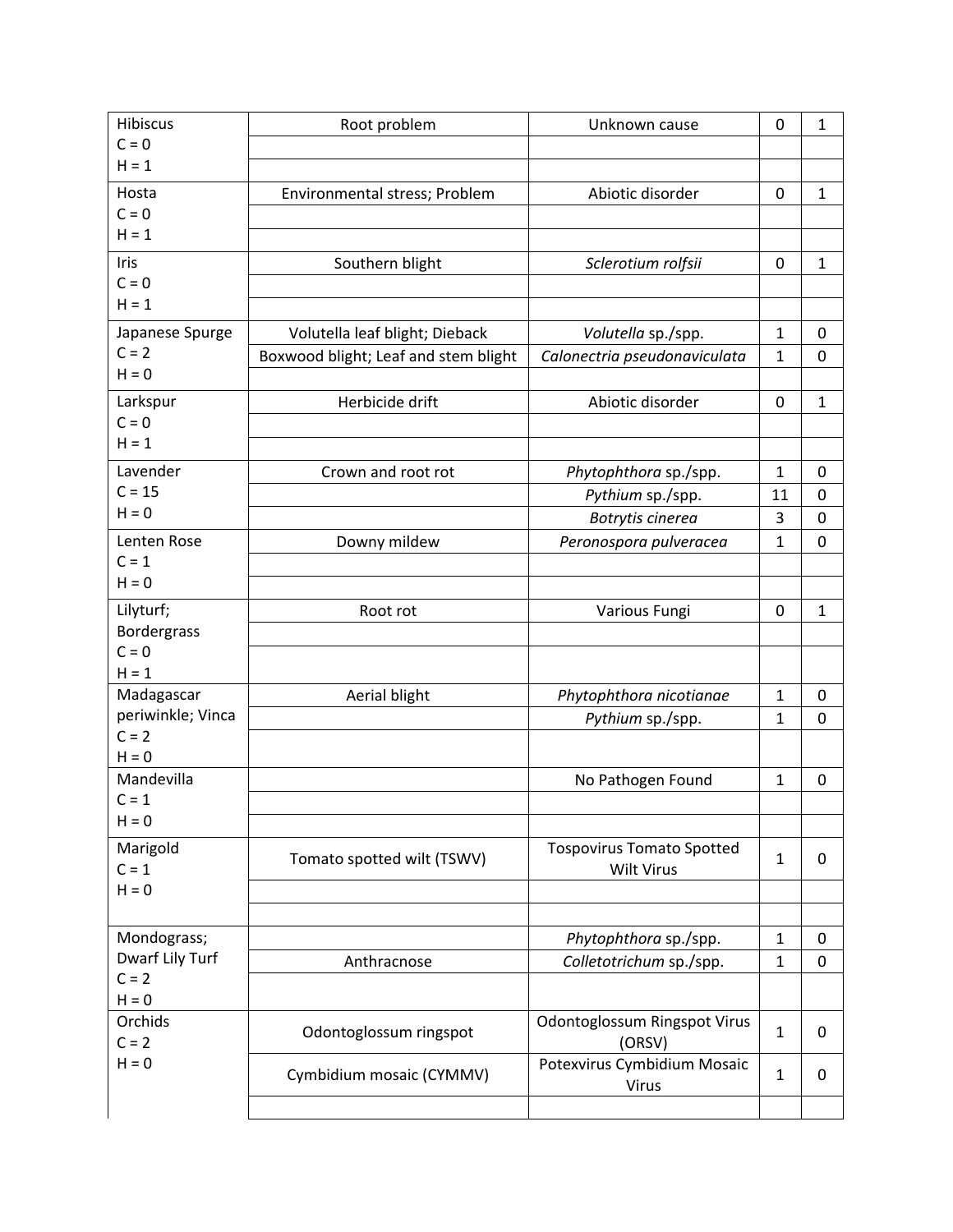| | | | | |
|---|---|---|---|---|
| Hibiscus<br>C = 0<br>H = 1 | Root problem | Unknown cause | 0 | 1 |
| | | | | |
| | | | | |
| Hosta<br>C = 0<br>H = 1 | Environmental stress; Problem | Abiotic disorder | 0 | 1 |
| | | | | |
| | | | | |
| Iris<br>C = 0<br>H = 1 | Southern blight | *Sclerotium rolfsii* | 0 | 1 |
| | | | | |
| | | | | |
| Japanese Spurge<br>C = 2<br>H = 0 | Volutella leaf blight; Dieback | *Volutella* sp./spp. | 1 | 0 |
| | Boxwood blight; Leaf and stem blight | *Calonectria pseudonaviculata* | 1 | 0 |
| | | | | |
| Larkspur<br>C = 0<br>H = 1 | Herbicide drift | Abiotic disorder | 0 | 1 |
| | | | | |
| | | | | |
| Lavender<br>C = 15<br>H = 0 | Crown and root rot | *Phytophthora* sp./spp. | 1 | 0 |
| | | *Pythium* sp./spp. | 11 | 0 |
| | | *Botrytis cinerea* | 3 | 0 |
| Lenten Rose<br>C = 1<br>H = 0 | Downy mildew | *Peronospora pulveracea* | 1 | 0 |
| | | | | |
| | | | | |
| Lilyturf; Bordergrass<br>C = 0<br>H = 1 | Root rot | Various Fungi | 0 | 1 |
| | | | | |
| | | | | |
| Madagascar periwinkle; Vinca<br>C = 2<br>H = 0 | Aerial blight | *Phytophthora nicotianae* | 1 | 0 |
| | | *Pythium* sp./spp. | 1 | 0 |
| | | | | |
| Mandevilla<br>C = 1<br>H = 0 | | No Pathogen Found | 1 | 0 |
| | | | | |
| | | | | |
| Marigold<br>C = 1<br>H = 0 | Tomato spotted wilt (TSWV) | Tospovirus Tomato Spotted Wilt Virus | 1 | 0 |
| | | | | |
| | | | | |
| Mondograss; Dwarf Lily Turf<br>C = 2<br>H = 0 | | *Phytophthora* sp./spp. | 1 | 0 |
| | Anthracnose | *Colletotrichum* sp./spp. | 1 | 0 |
| | | | | |
| Orchids<br>C = 2<br>H = 0 | Odontoglossum ringspot | Odontoglossum Ringspot Virus (ORSV) | 1 | 0 |
| | Cymbidium mosaic (CYMMV) | Potexvirus Cymbidium Mosaic Virus | 1 | 0 |
| | | | | |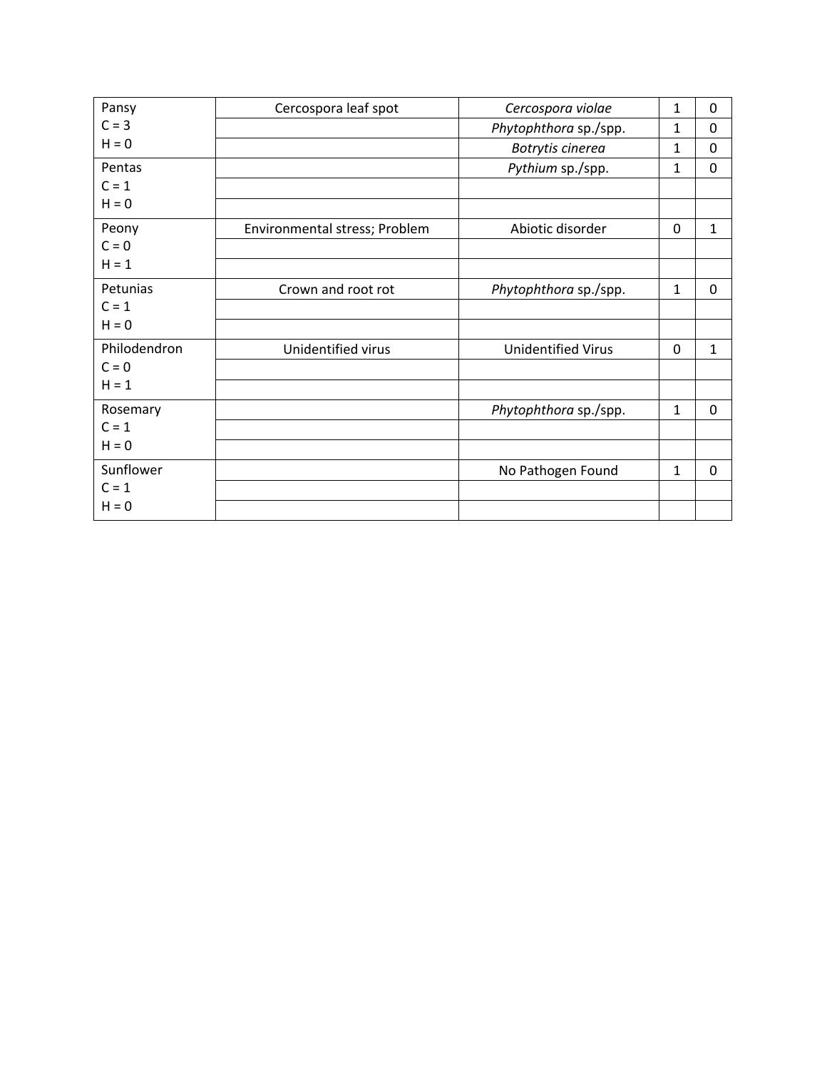| | | | | |
|---|---|---|---|---|
| Pansy<br>C = 3<br>H = 0 | Cercospora leaf spot | *Cercospora violae* | 1 | 0 |
| | | *Phytophthora* sp./spp. | 1 | 0 |
| | | *Botrytis cinerea* | 1 | 0 |
| Pentas<br>C = 1<br>H = 0 | | *Pythium* sp./spp. | 1 | 0 |
| | | | | |
| | | | | |
| Peony<br>C = 0<br>H = 1 | Environmental stress; Problem | Abiotic disorder | 0 | 1 |
| | | | | |
| | | | | |
| Petunias<br>C = 1<br>H = 0 | Crown and root rot | *Phytophthora* sp./spp. | 1 | 0 |
| | | | | |
| | | | | |
| Philodendron<br>C = 0<br>H = 1 | Unidentified virus | Unidentified Virus | 0 | 1 |
| | | | | |
| | | | | |
| Rosemary<br>C = 1<br>H = 0 | | *Phytophthora* sp./spp. | 1 | 0 |
| | | | | |
| | | | | |
| Sunflower<br>C = 1<br>H = 0 | | No Pathogen Found | 1 | 0 |
| | | | | |
| | | | | |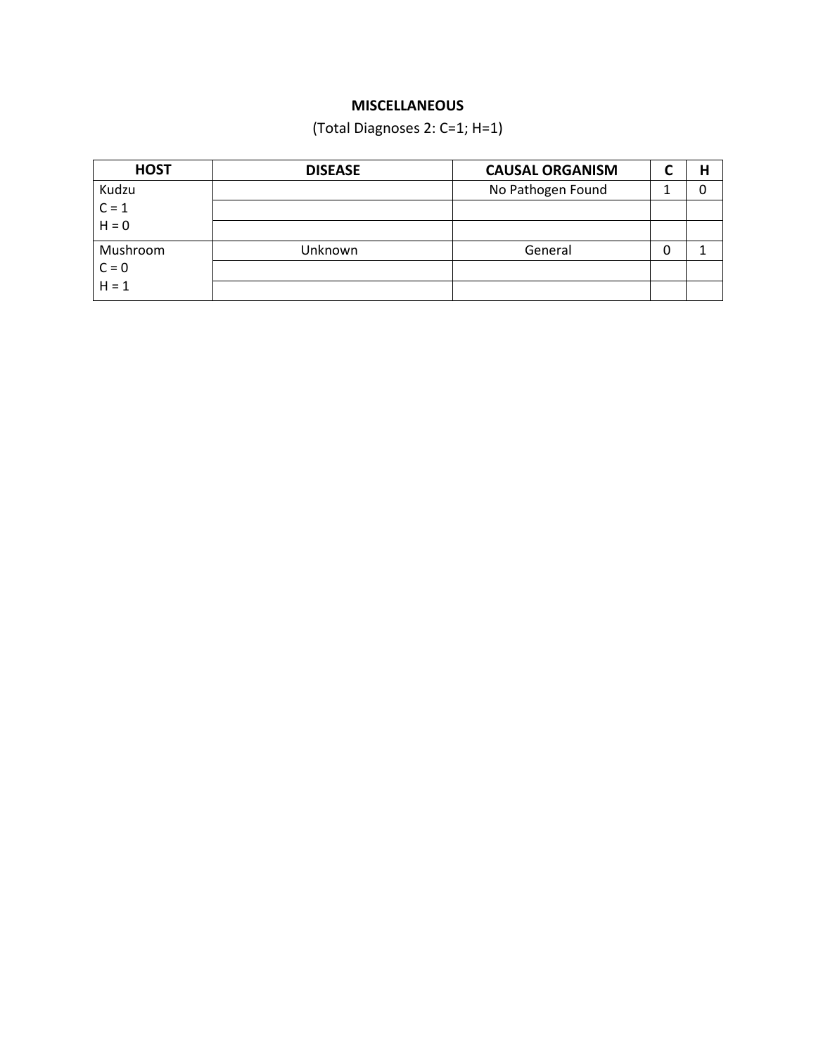**MISCELLANEOUS**

(Total Diagnoses 2: C=1; H=1)

| HOST | DISEASE | CAUSAL ORGANISM | C | H |
|---|---|---|---|---|
| Kudzu<br>C = 1<br>H = 0 | | No Pathogen Found | 1 | 0 |
| | | | | |
| | | | | |
| Mushroom<br>C = 0<br>H = 1 | Unknown | General | 0 | 1 |
| | | | | |
| | | | | |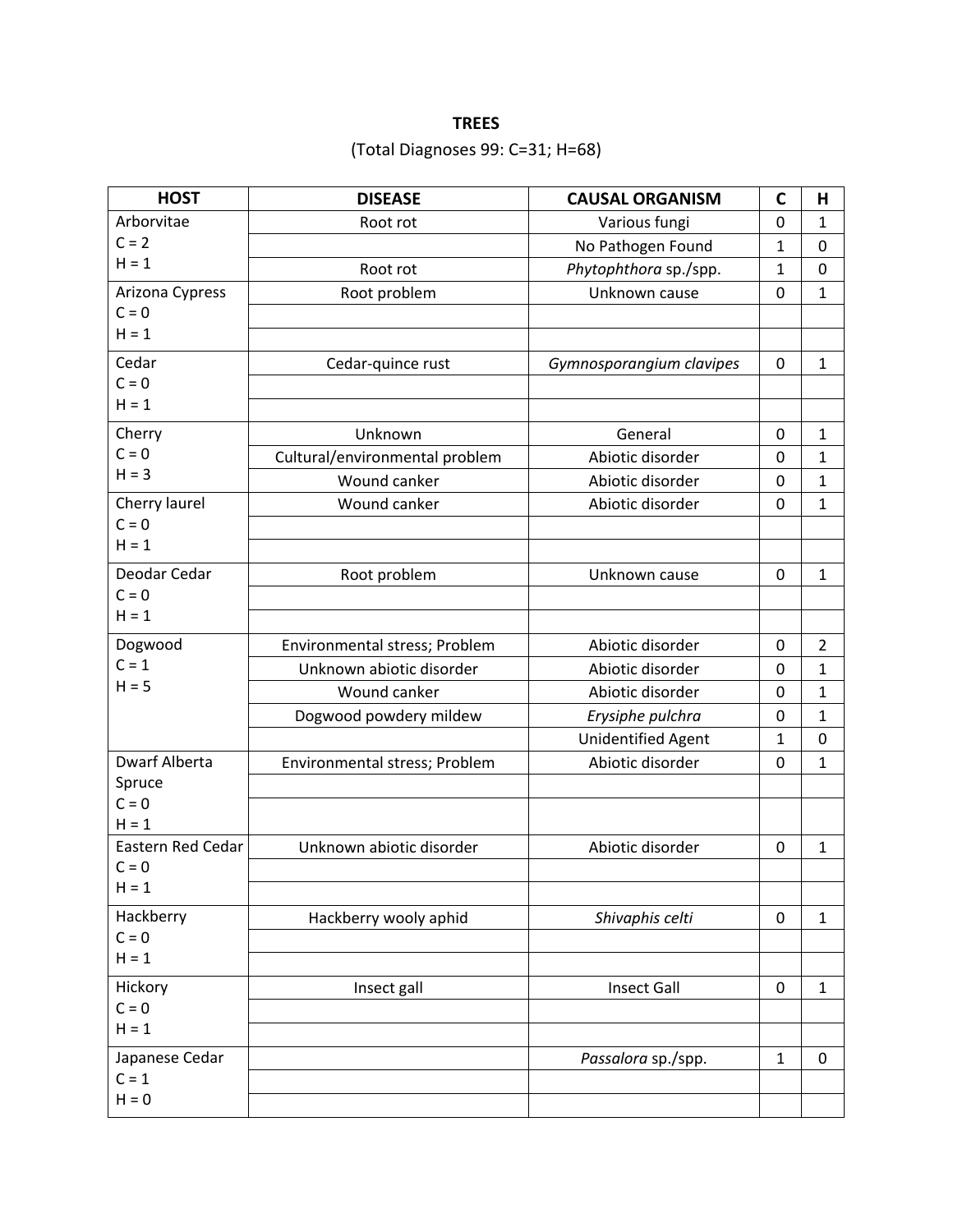**TREES**

(Total Diagnoses 99: C=31; H=68)

| HOST | DISEASE | CAUSAL ORGANISM | C | H |
|---|---|---|---|---|
| Arborvitae<br>C = 2<br>H = 1 | Root rot | Various fungi | 0 | 1 |
| | | No Pathogen Found | 1 | 0 |
| | Root rot | *Phytophthora* sp./spp. | 1 | 0 |
| Arizona Cypress<br>C = 0<br>H = 1 | Root problem | Unknown cause | 0 | 1 |
| | | | | |
| | | | | |
| Cedar<br>C = 0<br>H = 1 | Cedar-quince rust | *Gymnosporangium clavipes* | 0 | 1 |
| | | | | |
| | | | | |
| Cherry<br>C = 0<br>H = 3 | Unknown | General | 0 | 1 |
| | Cultural/environmental problem | Abiotic disorder | 0 | 1 |
| | Wound canker | Abiotic disorder | 0 | 1 |
| Cherry laurel<br>C = 0<br>H = 1 | Wound canker | Abiotic disorder | 0 | 1 |
| | | | | |
| | | | | |
| Deodar Cedar<br>C = 0<br>H = 1 | Root problem | Unknown cause | 0 | 1 |
| | | | | |
| | | | | |
| Dogwood<br>C = 1<br>H = 5 | Environmental stress; Problem | Abiotic disorder | 0 | 2 |
| | Unknown abiotic disorder | Abiotic disorder | 0 | 1 |
| | Wound canker | Abiotic disorder | 0 | 1 |
| | Dogwood powdery mildew | *Erysiphe pulchra* | 0 | 1 |
| | | Unidentified Agent | 1 | 0 |
| Dwarf Alberta Spruce<br>C = 0<br>H = 1 | Environmental stress; Problem | Abiotic disorder | 0 | 1 |
| | | | | |
| | | | | |
| Eastern Red Cedar<br>C = 0<br>H = 1 | Unknown abiotic disorder | Abiotic disorder | 0 | 1 |
| | | | | |
| | | | | |
| Hackberry<br>C = 0<br>H = 1 | Hackberry wooly aphid | *Shivaphis celti* | 0 | 1 |
| | | | | |
| | | | | |
| Hickory<br>C = 0<br>H = 1 | Insect gall | Insect Gall | 0 | 1 |
| | | | | |
| | | | | |
| Japanese Cedar<br>C = 1<br>H = 0 | | *Passalora* sp./spp. | 1 | 0 |
| | | | | |
| | | | | |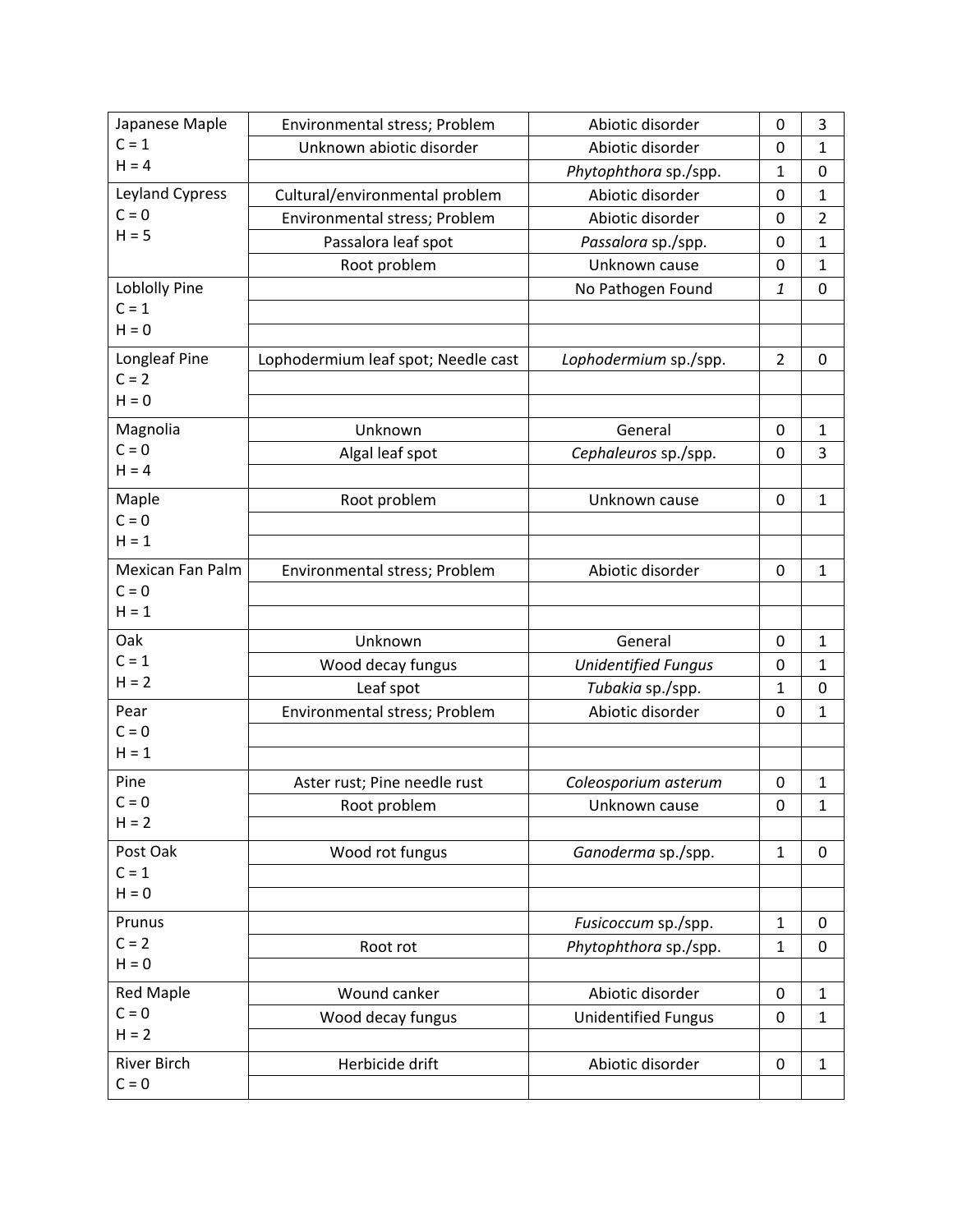| | | | | |
|---|---|---|---|---|
| Japanese Maple<br>C = 1<br>H = 4 | Environmental stress; Problem | Abiotic disorder | 0 | 3 |
| | Unknown abiotic disorder | Abiotic disorder | 0 | 1 |
| | | *Phytophthora* sp./spp. | 1 | 0 |
| Leyland Cypress<br>C = 0<br>H = 5 | Cultural/environmental problem | Abiotic disorder | 0 | 1 |
| | Environmental stress; Problem | Abiotic disorder | 0 | 2 |
| | Passalora leaf spot | *Passalora* sp./spp. | 0 | 1 |
| | Root problem | Unknown cause | 0 | 1 |
| Loblolly Pine<br>C = 1<br>H = 0 | | No Pathogen Found | *1* | 0 |
| | | | | |
| | | | | |
| Longleaf Pine<br>C = 2<br>H = 0 | Lophodermium leaf spot; Needle cast | *Lophodermium* sp./spp. | 2 | 0 |
| | | | | |
| | | | | |
| Magnolia<br>C = 0<br>H = 4 | Unknown | General | 0 | 1 |
| | Algal leaf spot | *Cephaleuros* sp./spp. | 0 | 3 |
| | | | | |
| Maple<br>C = 0<br>H = 1 | Root problem | Unknown cause | 0 | 1 |
| | | | | |
| | | | | |
| Mexican Fan Palm<br>C = 0<br>H = 1 | Environmental stress; Problem | Abiotic disorder | 0 | 1 |
| | | | | |
| | | | | |
| Oak<br>C = 1<br>H = 2 | Unknown | General | 0 | 1 |
| | Wood decay fungus | *Unidentified Fungus* | 0 | 1 |
| | Leaf spot | *Tubakia* sp./spp. | 1 | 0 |
| Pear<br>C = 0<br>H = 1 | Environmental stress; Problem | Abiotic disorder | 0 | 1 |
| | | | | |
| | | | | |
| Pine<br>C = 0<br>H = 2 | Aster rust; Pine needle rust | *Coleosporium asterum* | 0 | 1 |
| | Root problem | Unknown cause | 0 | 1 |
| | | | | |
| Post Oak<br>C = 1<br>H = 0 | Wood rot fungus | *Ganoderma* sp./spp. | 1 | 0 |
| | | | | |
| | | | | |
| Prunus<br>C = 2<br>H = 0 | | *Fusicoccum* sp./spp. | 1 | 0 |
| | Root rot | *Phytophthora* sp./spp. | 1 | 0 |
| | | | | |
| Red Maple<br>C = 0<br>H = 2 | Wound canker | Abiotic disorder | 0 | 1 |
| | Wood decay fungus | Unidentified Fungus | 0 | 1 |
| | | | | |
| River Birch<br>C = 0 | Herbicide drift | Abiotic disorder | 0 | 1 |
| | | | | |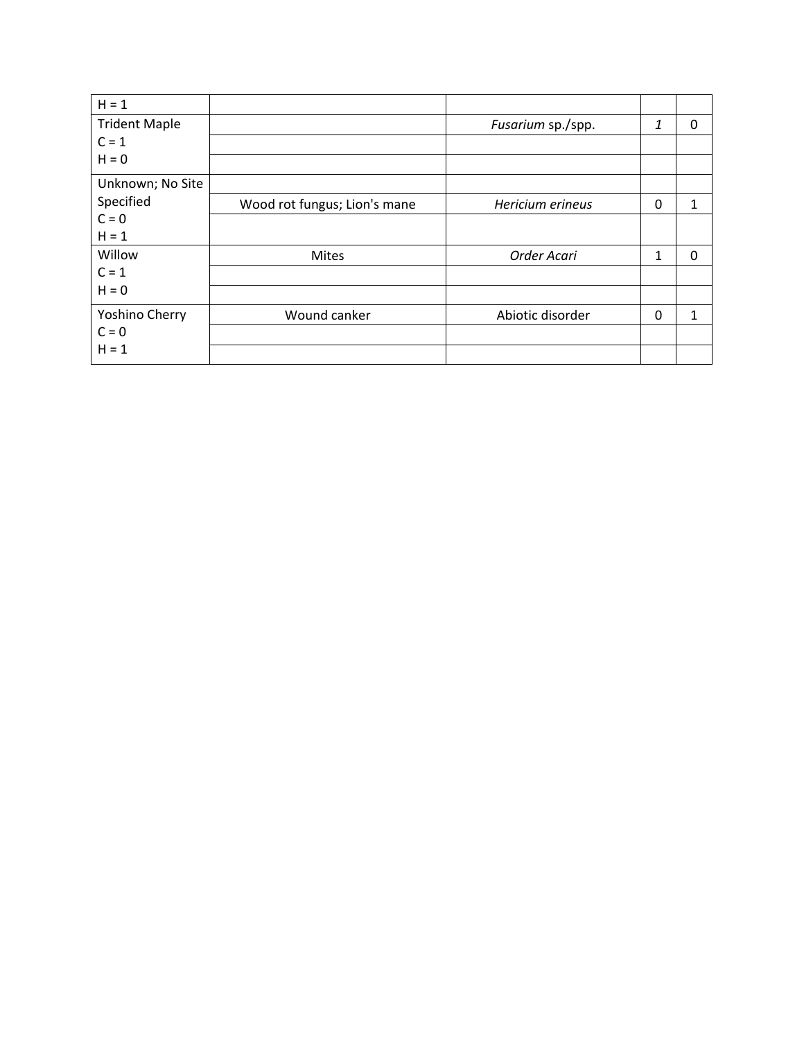| | | | | |
|---|---|---|---|---|
| H = 1 | | | | |
| Trident Maple<br>C = 1<br>H = 0 | | *Fusarium* sp./spp. | *1* | 0 |
| | | | | |
| | | | | |
| Unknown; No Site Specified<br>C = 0<br>H = 1 | | | | |
| | Wood rot fungus; Lion's mane | *Hericium erineus* | 0 | 1 |
| | | | | |
| Willow<br>C = 1<br>H = 0 | Mites | *Order Acari* | 1 | 0 |
| | | | | |
| | | | | |
| Yoshino Cherry<br>C = 0<br>H = 1 | Wound canker | Abiotic disorder | 0 | 1 |
| | | | | |
| | | | | |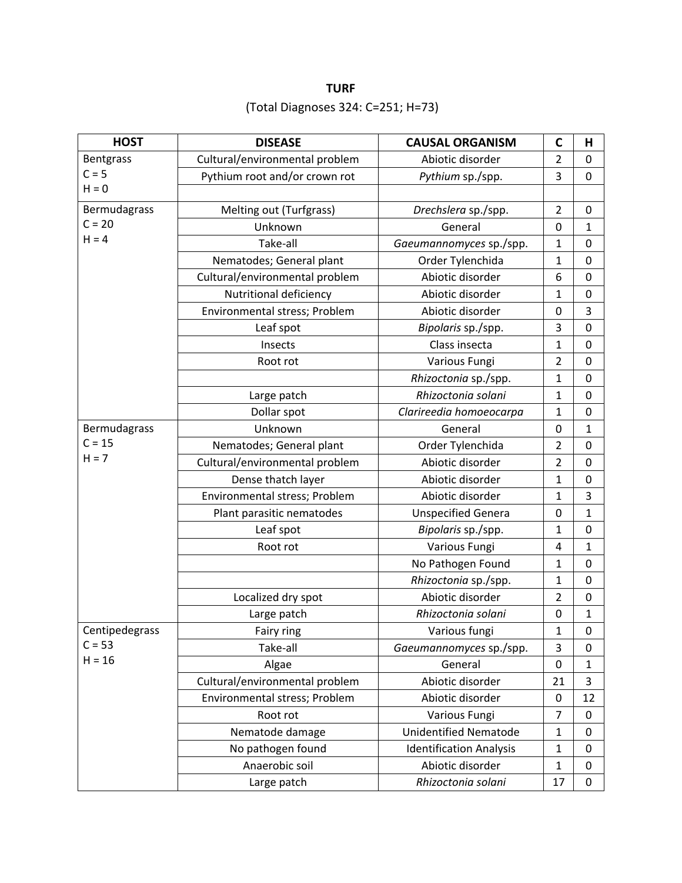**TURF**

(Total Diagnoses 324: C=251; H=73)

| HOST | DISEASE | CAUSAL ORGANISM | C | H |
|---|---|---|---|---|
| Bentgrass<br>C = 5<br>H = 0 | Cultural/environmental problem | Abiotic disorder | 2 | 0 |
| | Pythium root and/or crown rot | *Pythium* sp./spp. | 3 | 0 |
| | | | | |
| Bermudagrass<br>C = 20<br>H = 4 | Melting out (Turfgrass) | *Drechslera* sp./spp. | 2 | 0 |
| | Unknown | General | 0 | 1 |
| | Take-all | *Gaeumannomyces* sp./spp. | 1 | 0 |
| | Nematodes; General plant | Order Tylenchida | 1 | 0 |
| | Cultural/environmental problem | Abiotic disorder | 6 | 0 |
| | Nutritional deficiency | Abiotic disorder | 1 | 0 |
| | Environmental stress; Problem | Abiotic disorder | 0 | 3 |
| | Leaf spot | *Bipolaris* sp./spp. | 3 | 0 |
| | Insects | Class insecta | 1 | 0 |
| | Root rot | Various Fungi | 2 | 0 |
| | | *Rhizoctonia* sp./spp. | 1 | 0 |
| | Large patch | *Rhizoctonia solani* | 1 | 0 |
| | Dollar spot | *Clarireedia homoeocarpa* | 1 | 0 |
| Bermudagrass<br>C = 15<br>H = 7 | Unknown | General | 0 | 1 |
| | Nematodes; General plant | Order Tylenchida | 2 | 0 |
| | Cultural/environmental problem | Abiotic disorder | 2 | 0 |
| | Dense thatch layer | Abiotic disorder | 1 | 0 |
| | Environmental stress; Problem | Abiotic disorder | 1 | 3 |
| | Plant parasitic nematodes | Unspecified Genera | 0 | 1 |
| | Leaf spot | *Bipolaris* sp./spp. | 1 | 0 |
| | Root rot | Various Fungi | 4 | 1 |
| | | No Pathogen Found | 1 | 0 |
| | | *Rhizoctonia* sp./spp. | 1 | 0 |
| | Localized dry spot | Abiotic disorder | 2 | 0 |
| | Large patch | *Rhizoctonia solani* | 0 | 1 |
| Centipedegrass<br>C = 53<br>H = 16 | Fairy ring | Various fungi | 1 | 0 |
| | Take-all | *Gaeumannomyces* sp./spp. | 3 | 0 |
| | Algae | General | 0 | 1 |
| | Cultural/environmental problem | Abiotic disorder | 21 | 3 |
| | Environmental stress; Problem | Abiotic disorder | 0 | 12 |
| | Root rot | Various Fungi | 7 | 0 |
| | Nematode damage | Unidentified Nematode | 1 | 0 |
| | No pathogen found | Identification Analysis | 1 | 0 |
| | Anaerobic soil | Abiotic disorder | 1 | 0 |
| | Large patch | *Rhizoctonia solani* | 17 | 0 |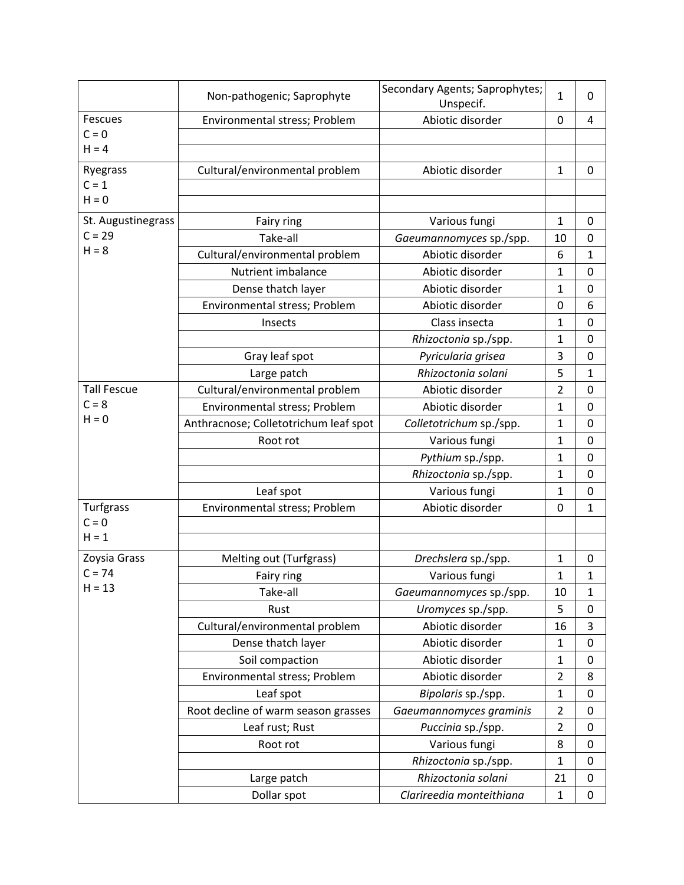| | | | | |
|---|---|---|---|---|
| | Non-pathogenic; Saprophyte | Secondary Agents; Saprophytes; Unspecif. | 1 | 0 |
| Fescues<br>C = 0<br>H = 4 | Environmental stress; Problem | Abiotic disorder | 0 | 4 |
| | | | | |
| | | | | |
| Ryegrass<br>C = 1<br>H = 0 | Cultural/environmental problem | Abiotic disorder | 1 | 0 |
| | | | | |
| | | | | |
| St. Augustinegrass<br>C = 29<br>H = 8 | Fairy ring | Various fungi | 1 | 0 |
| | Take-all | *Gaeumannomyces* sp./spp. | 10 | 0 |
| | Cultural/environmental problem | Abiotic disorder | 6 | 1 |
| | Nutrient imbalance | Abiotic disorder | 1 | 0 |
| | Dense thatch layer | Abiotic disorder | 1 | 0 |
| | Environmental stress; Problem | Abiotic disorder | 0 | 6 |
| | Insects | Class insecta | 1 | 0 |
| | | *Rhizoctonia* sp./spp. | 1 | 0 |
| | Gray leaf spot | *Pyricularia grisea* | 3 | 0 |
| | Large patch | *Rhizoctonia solani* | 5 | 1 |
| Tall Fescue<br>C = 8<br>H = 0 | Cultural/environmental problem | Abiotic disorder | 2 | 0 |
| | Environmental stress; Problem | Abiotic disorder | 1 | 0 |
| | Anthracnose; Colletotrichum leaf spot | *Colletotrichum* sp./spp. | 1 | 0 |
| | Root rot | Various fungi | 1 | 0 |
| | | *Pythium* sp./spp. | 1 | 0 |
| | | *Rhizoctonia* sp./spp. | 1 | 0 |
| | Leaf spot | Various fungi | 1 | 0 |
| Turfgrass<br>C = 0<br>H = 1 | Environmental stress; Problem | Abiotic disorder | 0 | 1 |
| | | | | |
| | | | | |
| Zoysia Grass<br>C = 74<br>H = 13 | Melting out (Turfgrass) | *Drechslera* sp./spp. | 1 | 0 |
| | Fairy ring | Various fungi | 1 | 1 |
| | Take-all | *Gaeumannomyces* sp./spp. | 10 | 1 |
| | Rust | *Uromyces* sp./spp. | 5 | 0 |
| | Cultural/environmental problem | Abiotic disorder | 16 | 3 |
| | Dense thatch layer | Abiotic disorder | 1 | 0 |
| | Soil compaction | Abiotic disorder | 1 | 0 |
| | Environmental stress; Problem | Abiotic disorder | 2 | 8 |
| | Leaf spot | *Bipolaris* sp./spp. | 1 | 0 |
| | Root decline of warm season grasses | *Gaeumannomyces graminis* | 2 | 0 |
| | Leaf rust; Rust | *Puccinia* sp./spp. | 2 | 0 |
| | Root rot | Various fungi | 8 | 0 |
| | | *Rhizoctonia* sp./spp. | 1 | 0 |
| | Large patch | *Rhizoctonia solani* | 21 | 0 |
| | Dollar spot | *Clarireedia monteithiana* | 1 | 0 |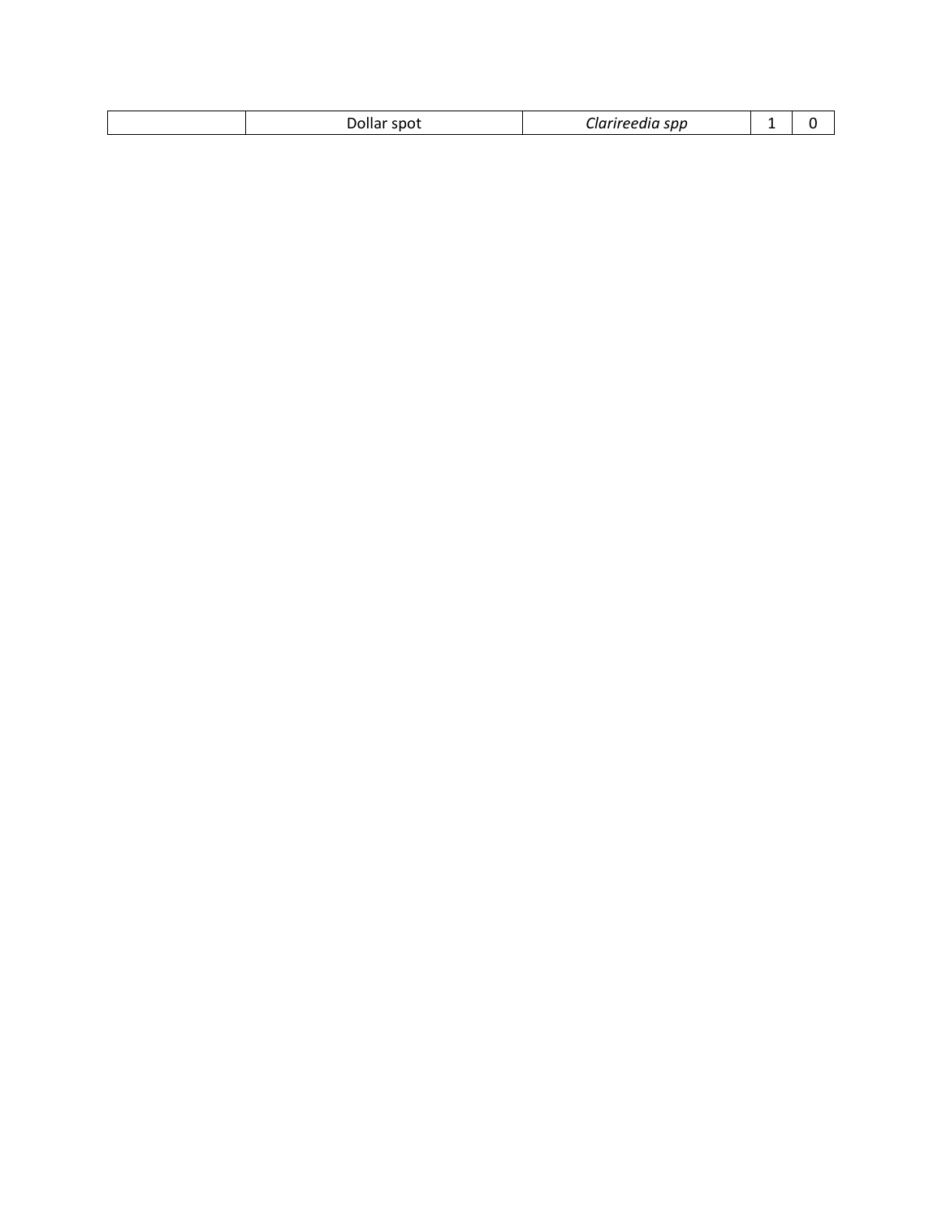| | | | | |
|---|---|---|---|---|
| | Dollar spot | *Clarireedia spp* | 1 | 0 |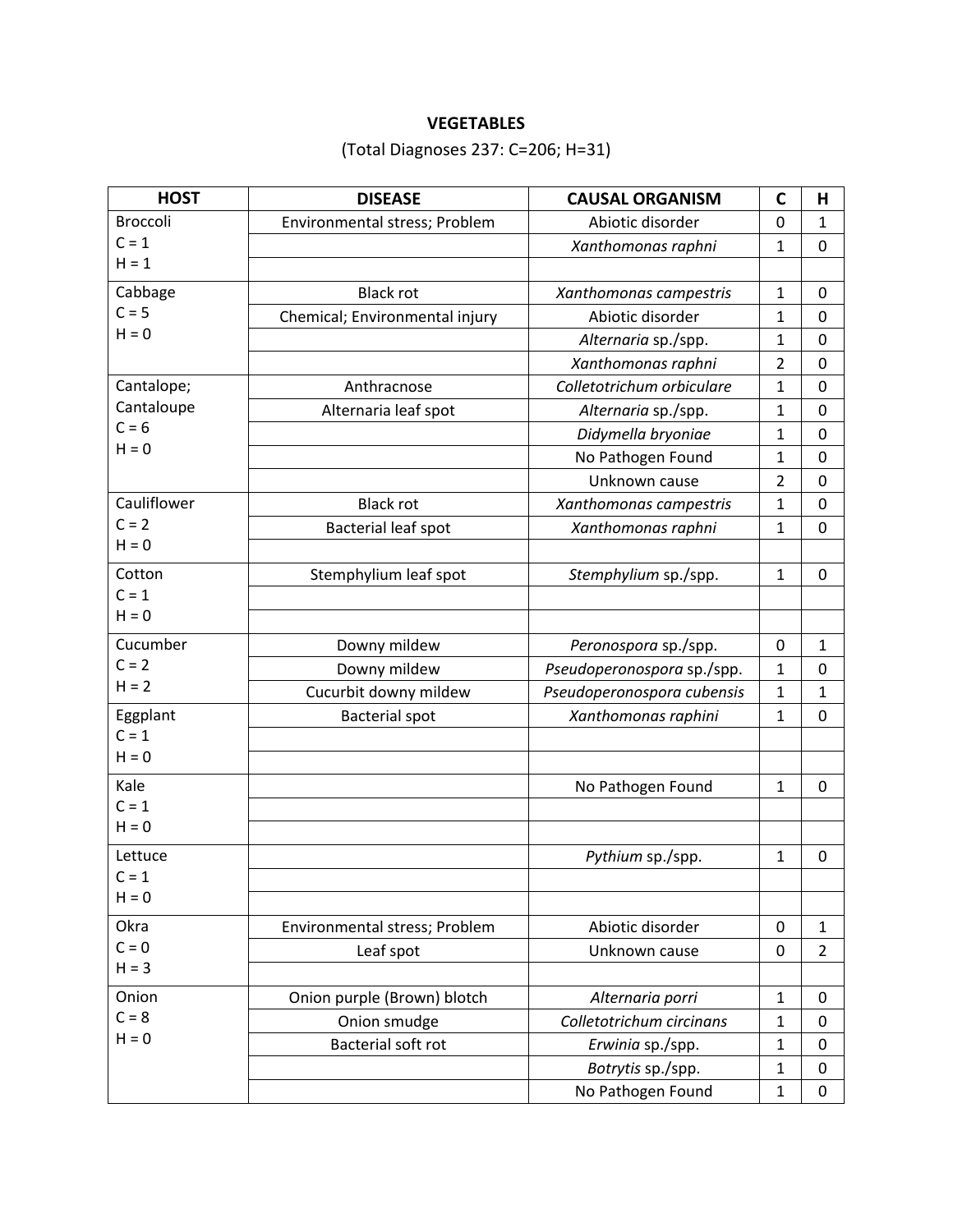**VEGETABLES**

(Total Diagnoses 237: C=206; H=31)

| HOST | DISEASE | CAUSAL ORGANISM | C | H |
|---|---|---|---|---|
| Broccoli<br>C = 1<br>H = 1 | Environmental stress; Problem | Abiotic disorder | 0 | 1 |
| | | *Xanthomonas raphni* | 1 | 0 |
| | | | | |
| Cabbage<br>C = 5<br>H = 0 | Black rot | *Xanthomonas campestris* | 1 | 0 |
| | Chemical; Environmental injury | Abiotic disorder | 1 | 0 |
| | | *Alternaria* sp./spp. | 1 | 0 |
| | | *Xanthomonas raphni* | 2 | 0 |
| Cantalope;<br>Cantaloupe<br>C = 6<br>H = 0 | Anthracnose | *Colletotrichum orbiculare* | 1 | 0 |
| | Alternaria leaf spot | *Alternaria* sp./spp. | 1 | 0 |
| | | *Didymella bryoniae* | 1 | 0 |
| | | No Pathogen Found | 1 | 0 |
| | | Unknown cause | 2 | 0 |
| Cauliflower<br>C = 2<br>H = 0 | Black rot | *Xanthomonas campestris* | 1 | 0 |
| | Bacterial leaf spot | *Xanthomonas raphni* | 1 | 0 |
| | | | | |
| Cotton<br>C = 1<br>H = 0 | Stemphylium leaf spot | *Stemphylium* sp./spp. | 1 | 0 |
| | | | | |
| | | | | |
| Cucumber<br>C = 2<br>H = 2 | Downy mildew | *Peronospora* sp./spp. | 0 | 1 |
| | Downy mildew | *Pseudoperonospora* sp./spp. | 1 | 0 |
| | Cucurbit downy mildew | *Pseudoperonospora cubensis* | 1 | 1 |
| Eggplant<br>C = 1<br>H = 0 | Bacterial spot | *Xanthomonas raphini* | 1 | 0 |
| | | | | |
| | | | | |
| Kale<br>C = 1<br>H = 0 | | No Pathogen Found | 1 | 0 |
| | | | | |
| | | | | |
| Lettuce<br>C = 1<br>H = 0 | | *Pythium* sp./spp. | 1 | 0 |
| | | | | |
| | | | | |
| Okra<br>C = 0<br>H = 3 | Environmental stress; Problem | Abiotic disorder | 0 | 1 |
| | Leaf spot | Unknown cause | 0 | 2 |
| | | | | |
| Onion<br>C = 8<br>H = 0 | Onion purple (Brown) blotch | *Alternaria porri* | 1 | 0 |
| | Onion smudge | *Colletotrichum circinans* | 1 | 0 |
| | Bacterial soft rot | *Erwinia* sp./spp. | 1 | 0 |
| | | *Botrytis* sp./spp. | 1 | 0 |
| | | No Pathogen Found | 1 | 0 |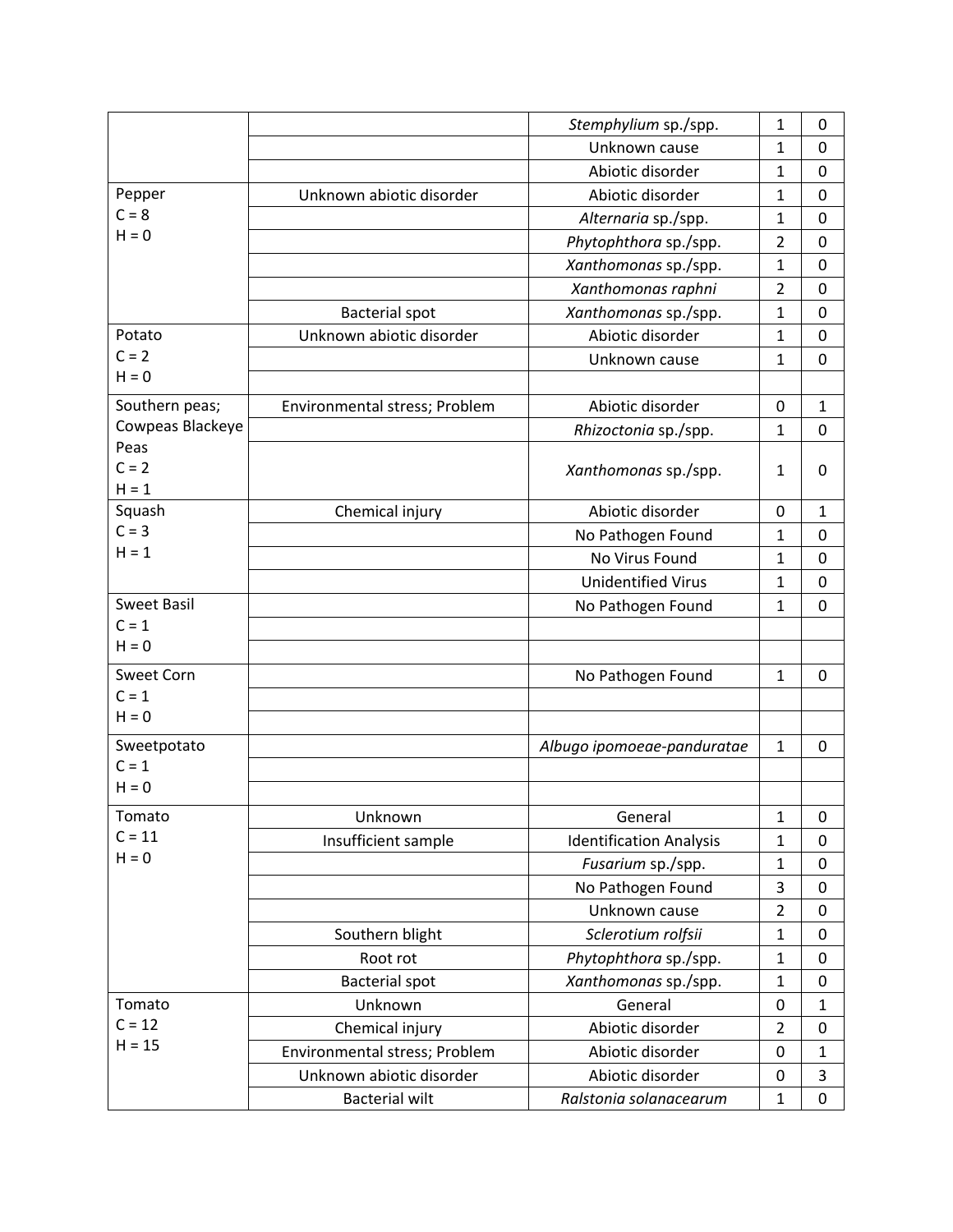| | | | | |
|---|---|---|---|---|
| | | *Stemphylium* sp./spp. | 1 | 0 |
| | | Unknown cause | 1 | 0 |
| | | Abiotic disorder | 1 | 0 |
| Pepper<br>C = 8<br>H = 0 | Unknown abiotic disorder | Abiotic disorder | 1 | 0 |
| | | *Alternaria* sp./spp. | 1 | 0 |
| | | *Phytophthora* sp./spp. | 2 | 0 |
| | | *Xanthomonas* sp./spp. | 1 | 0 |
| | | *Xanthomonas raphni* | 2 | 0 |
| | Bacterial spot | *Xanthomonas* sp./spp. | 1 | 0 |
| Potato<br>C = 2<br>H = 0 | Unknown abiotic disorder | Abiotic disorder | 1 | 0 |
| | | Unknown cause | 1 | 0 |
| | | | | |
| Southern peas; Cowpeas Blackeye Peas<br>C = 2<br>H = 1 | Environmental stress; Problem | Abiotic disorder | 0 | 1 |
| | | *Rhizoctonia* sp./spp. | 1 | 0 |
| | | *Xanthomonas* sp./spp. | 1 | 0 |
| Squash<br>C = 3<br>H = 1 | Chemical injury | Abiotic disorder | 0 | 1 |
| | | No Pathogen Found | 1 | 0 |
| | | No Virus Found | 1 | 0 |
| | | Unidentified Virus | 1 | 0 |
| Sweet Basil<br>C = 1<br>H = 0 | | No Pathogen Found | 1 | 0 |
| | | | | |
| | | | | |
| Sweet Corn<br>C = 1<br>H = 0 | | No Pathogen Found | 1 | 0 |
| | | | | |
| | | | | |
| Sweetpotato<br>C = 1<br>H = 0 | | *Albugo ipomoeae-panduratae* | 1 | 0 |
| | | | | |
| | | | | |
| Tomato<br>C = 11<br>H = 0 | Unknown | General | 1 | 0 |
| | Insufficient sample | Identification Analysis | 1 | 0 |
| | | *Fusarium* sp./spp. | 1 | 0 |
| | | No Pathogen Found | 3 | 0 |
| | | Unknown cause | 2 | 0 |
| | Southern blight | *Sclerotium rolfsii* | 1 | 0 |
| | Root rot | *Phytophthora* sp./spp. | 1 | 0 |
| | Bacterial spot | *Xanthomonas* sp./spp. | 1 | 0 |
| Tomato<br>C = 12<br>H = 15 | Unknown | General | 0 | 1 |
| | Chemical injury | Abiotic disorder | 2 | 0 |
| | Environmental stress; Problem | Abiotic disorder | 0 | 1 |
| | Unknown abiotic disorder | Abiotic disorder | 0 | 3 |
| | Bacterial wilt | *Ralstonia solanacearum* | 1 | 0 |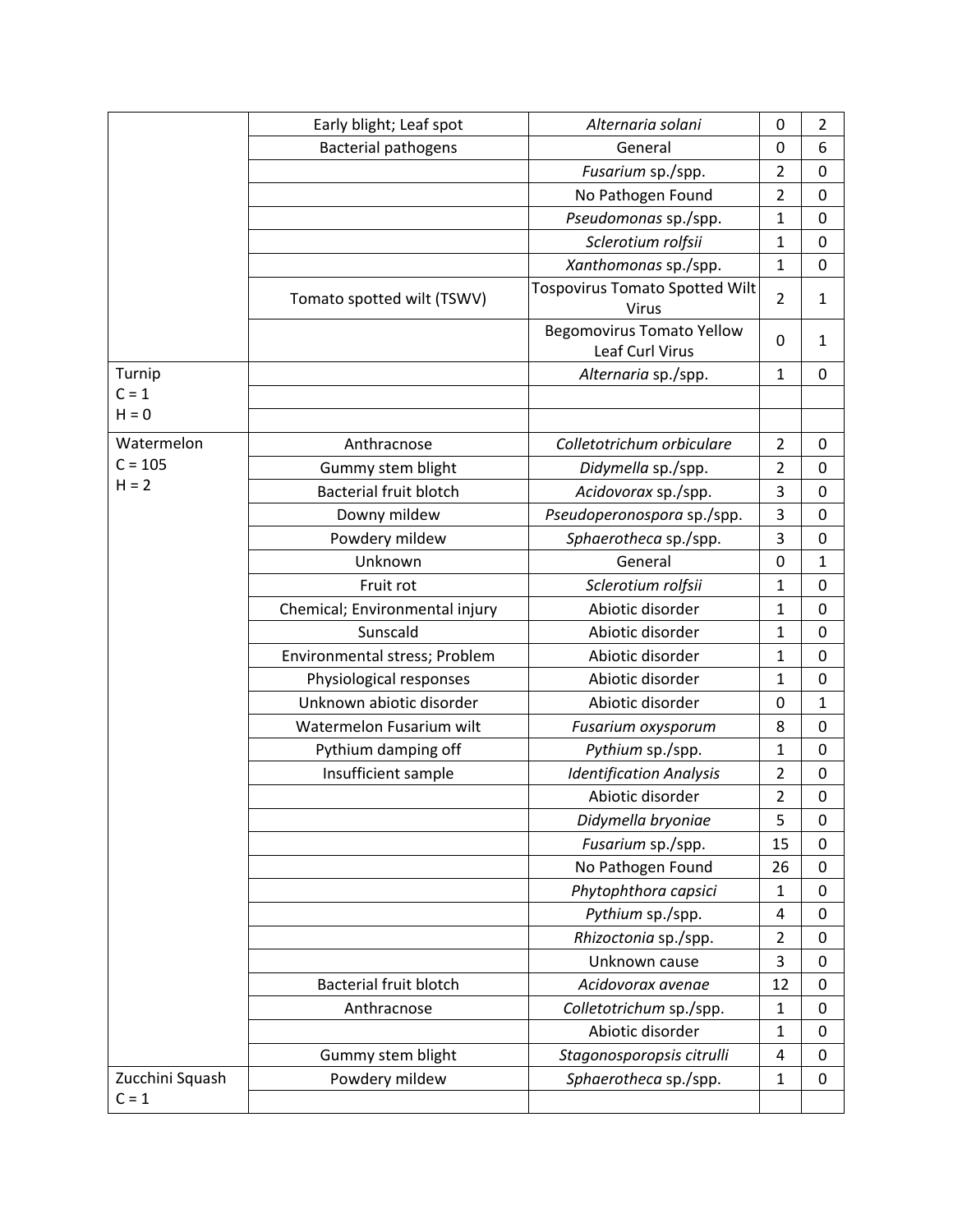| | | | | |
|---|---|---|---|---|
| | Early blight; Leaf spot | *Alternaria solani* | 0 | 2 |
| | Bacterial pathogens | General | 0 | 6 |
| | | *Fusarium* sp./spp. | 2 | 0 |
| | | No Pathogen Found | 2 | 0 |
| | | *Pseudomonas* sp./spp. | 1 | 0 |
| | | *Sclerotium rolfsii* | 1 | 0 |
| | | *Xanthomonas* sp./spp. | 1 | 0 |
| | Tomato spotted wilt (TSWV) | Tospovirus Tomato Spotted Wilt Virus | 2 | 1 |
| | | Begomovirus Tomato Yellow Leaf Curl Virus | 0 | 1 |
| Turnip<br>C = 1<br>H = 0 | | *Alternaria* sp./spp. | 1 | 0 |
| Watermelon<br>C = 105<br>H = 2 | Anthracnose | *Colletotrichum orbiculare* | 2 | 0 |
| | Gummy stem blight | *Didymella* sp./spp. | 2 | 0 |
| | Bacterial fruit blotch | *Acidovorax* sp./spp. | 3 | 0 |
| | Downy mildew | *Pseudoperonospora* sp./spp. | 3 | 0 |
| | Powdery mildew | *Sphaerotheca* sp./spp. | 3 | 0 |
| | Unknown | General | 0 | 1 |
| | Fruit rot | *Sclerotium rolfsii* | 1 | 0 |
| | Chemical; Environmental injury | Abiotic disorder | 1 | 0 |
| | Sunscald | Abiotic disorder | 1 | 0 |
| | Environmental stress; Problem | Abiotic disorder | 1 | 0 |
| | Physiological responses | Abiotic disorder | 1 | 0 |
| | Unknown abiotic disorder | Abiotic disorder | 0 | 1 |
| | Watermelon Fusarium wilt | *Fusarium oxysporum* | 8 | 0 |
| | Pythium damping off | *Pythium* sp./spp. | 1 | 0 |
| | Insufficient sample | *Identification Analysis* | 2 | 0 |
| | | Abiotic disorder | 2 | 0 |
| | | *Didymella bryoniae* | 5 | 0 |
| | | *Fusarium* sp./spp. | 15 | 0 |
| | | No Pathogen Found | 26 | 0 |
| | | *Phytophthora capsici* | 1 | 0 |
| | | *Pythium* sp./spp. | 4 | 0 |
| | | *Rhizoctonia* sp./spp. | 2 | 0 |
| | | Unknown cause | 3 | 0 |
| | Bacterial fruit blotch | *Acidovorax avenae* | 12 | 0 |
| | Anthracnose | *Colletotrichum* sp./spp. | 1 | 0 |
| | | Abiotic disorder | 1 | 0 |
| | Gummy stem blight | *Stagonosporopsis citrulli* | 4 | 0 |
| Zucchini Squash<br>C = 1 | Powdery mildew | *Sphaerotheca* sp./spp. | 1 | 0 |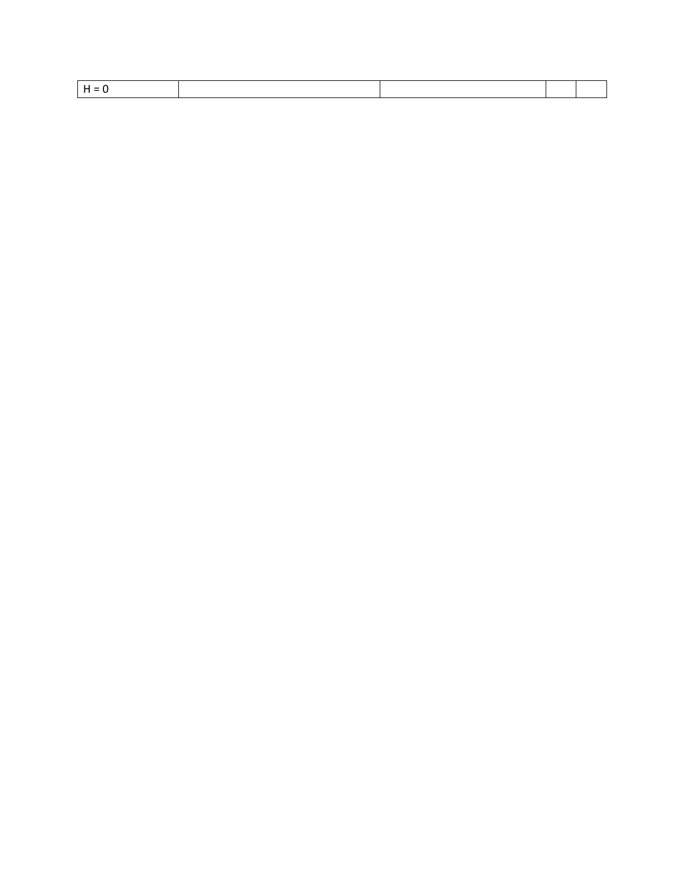| H = 0 | | | | |
|---|---|---|---|---|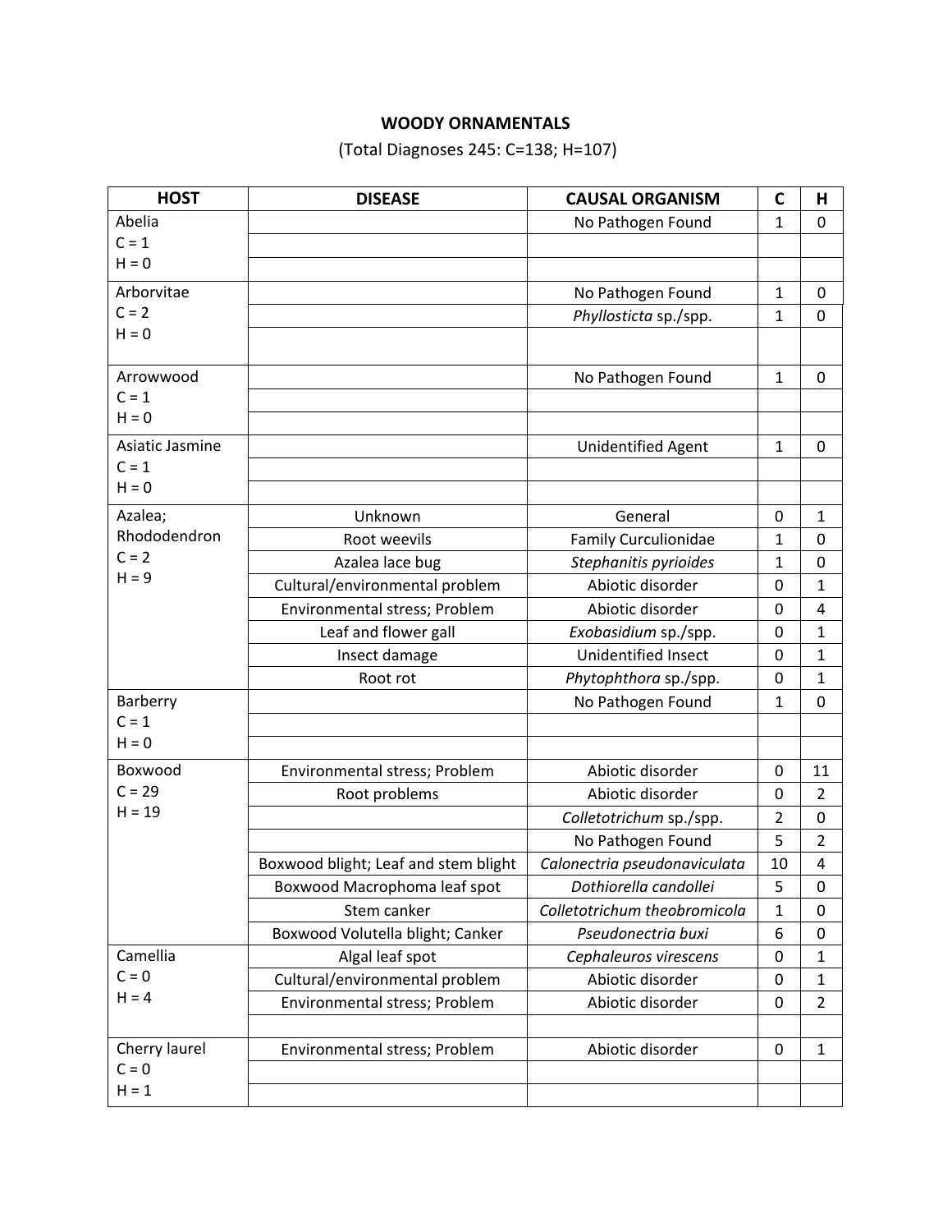**WOODY ORNAMENTALS**

(Total Diagnoses 245: C=138; H=107)

| HOST | DISEASE | CAUSAL ORGANISM | C | H |
|---|---|---|---|---|
| Abelia C = 1 H = 0 | | No Pathogen Found | 1 | 0 |
| Arborvitae C = 2 H = 0 | | No Pathogen Found | 1 | 0 |
| | | *Phyllosticta* sp./spp. | 1 | 0 |
| Arrowwood C = 1 H = 0 | | No Pathogen Found | 1 | 0 |
| Asiatic Jasmine C = 1 H = 0 | | Unidentified Agent | 1 | 0 |
| Azalea; Rhododendron C = 2 H = 9 | Unknown | General | 0 | 1 |
| | Root weevils | Family Curculionidae | 1 | 0 |
| | Azalea lace bug | *Stephanitis pyrioides* | 1 | 0 |
| | Cultural/environmental problem | Abiotic disorder | 0 | 1 |
| | Environmental stress; Problem | Abiotic disorder | 0 | 4 |
| | Leaf and flower gall | *Exobasidium* sp./spp. | 0 | 1 |
| | Insect damage | Unidentified Insect | 0 | 1 |
| | Root rot | *Phytophthora* sp./spp. | 0 | 1 |
| Barberry C = 1 H = 0 | | No Pathogen Found | 1 | 0 |
| Boxwood C = 29 H = 19 | Environmental stress; Problem | Abiotic disorder | 0 | 11 |
| | Root problems | Abiotic disorder | 0 | 2 |
| | | *Colletotrichum* sp./spp. | 2 | 0 |
| | | No Pathogen Found | 5 | 2 |
| | Boxwood blight; Leaf and stem blight | *Calonectria pseudonaviculata* | 10 | 4 |
| | Boxwood Macrophoma leaf spot | *Dothiorella candollei* | 5 | 0 |
| | Stem canker | *Colletotrichum theobromicola* | 1 | 0 |
| | Boxwood Volutella blight; Canker | *Pseudonectria buxi* | 6 | 0 |
| Camellia C = 0 H = 4 | Algal leaf spot | *Cephaleuros virescens* | 0 | 1 |
| | Cultural/environmental problem | Abiotic disorder | 0 | 1 |
| | Environmental stress; Problem | Abiotic disorder | 0 | 2 |
| Cherry laurel C = 0 H = 1 | Environmental stress; Problem | Abiotic disorder | 0 | 1 |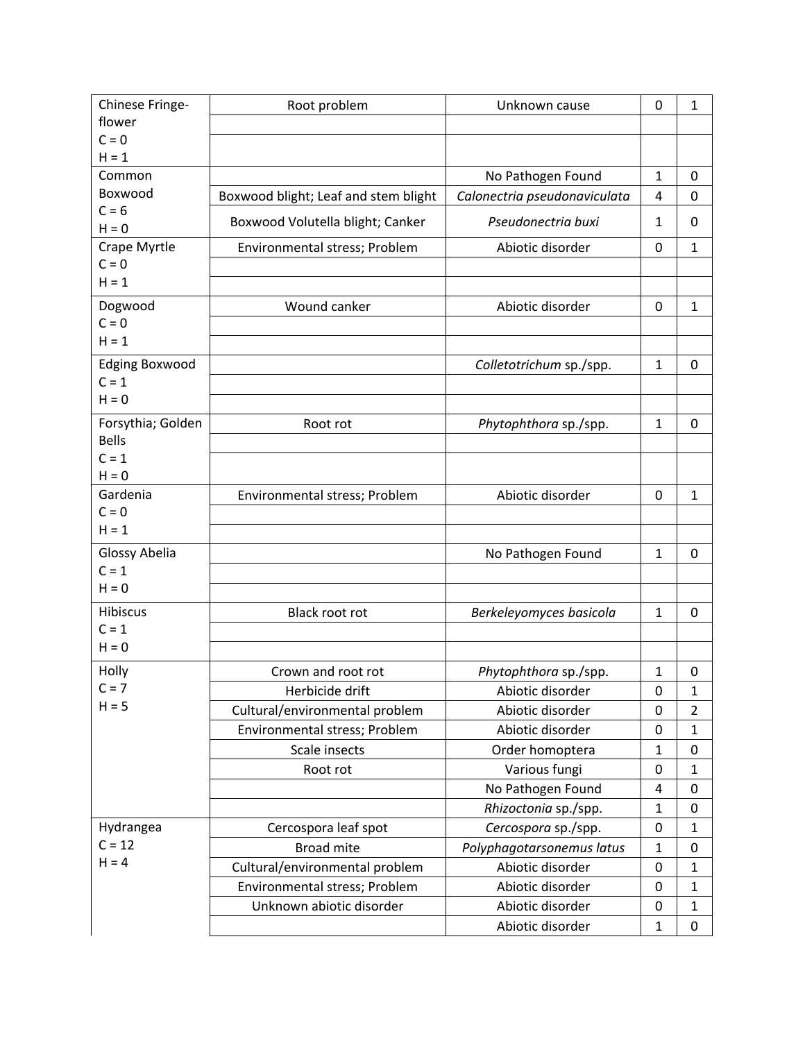| | | | | |
|---|---|---|---|---|
| Chinese Fringe-flower C = 0 H = 1 | Root problem | Unknown cause | 0 | 1 |
| | | | | |
| | | | | |
| Common Boxwood C = 6 H = 0 | | No Pathogen Found | 1 | 0 |
| | Boxwood blight; Leaf and stem blight | *Calonectria pseudonaviculata* | 4 | 0 |
| | Boxwood Volutella blight; Canker | *Pseudonectria buxi* | 1 | 0 |
| Crape Myrtle C = 0 H = 1 | Environmental stress; Problem | Abiotic disorder | 0 | 1 |
| | | | | |
| | | | | |
| Dogwood C = 0 H = 1 | Wound canker | Abiotic disorder | 0 | 1 |
| | | | | |
| | | | | |
| Edging Boxwood C = 1 H = 0 | | *Colletotrichum* sp./spp. | 1 | 0 |
| | | | | |
| | | | | |
| Forsythia; Golden Bells C = 1 H = 0 | Root rot | *Phytophthora* sp./spp. | 1 | 0 |
| | | | | |
| | | | | |
| Gardenia C = 0 H = 1 | Environmental stress; Problem | Abiotic disorder | 0 | 1 |
| | | | | |
| | | | | |
| Glossy Abelia C = 1 H = 0 | | No Pathogen Found | 1 | 0 |
| | | | | |
| | | | | |
| Hibiscus C = 1 H = 0 | Black root rot | *Berkeleyomyces basicola* | 1 | 0 |
| | | | | |
| | | | | |
| Holly C = 7 H = 5 | Crown and root rot | *Phytophthora* sp./spp. | 1 | 0 |
| | Herbicide drift | Abiotic disorder | 0 | 1 |
| | Cultural/environmental problem | Abiotic disorder | 0 | 2 |
| | Environmental stress; Problem | Abiotic disorder | 0 | 1 |
| | Scale insects | Order homoptera | 1 | 0 |
| | Root rot | Various fungi | 0 | 1 |
| | | No Pathogen Found | 4 | 0 |
| | | *Rhizoctonia* sp./spp. | 1 | 0 |
| Hydrangea C = 12 H = 4 | Cercospora leaf spot | *Cercospora* sp./spp. | 0 | 1 |
| | Broad mite | *Polyphagotarsonemus latus* | 1 | 0 |
| | Cultural/environmental problem | Abiotic disorder | 0 | 1 |
| | Environmental stress; Problem | Abiotic disorder | 0 | 1 |
| | Unknown abiotic disorder | Abiotic disorder | 0 | 1 |
| | | Abiotic disorder | 1 | 0 |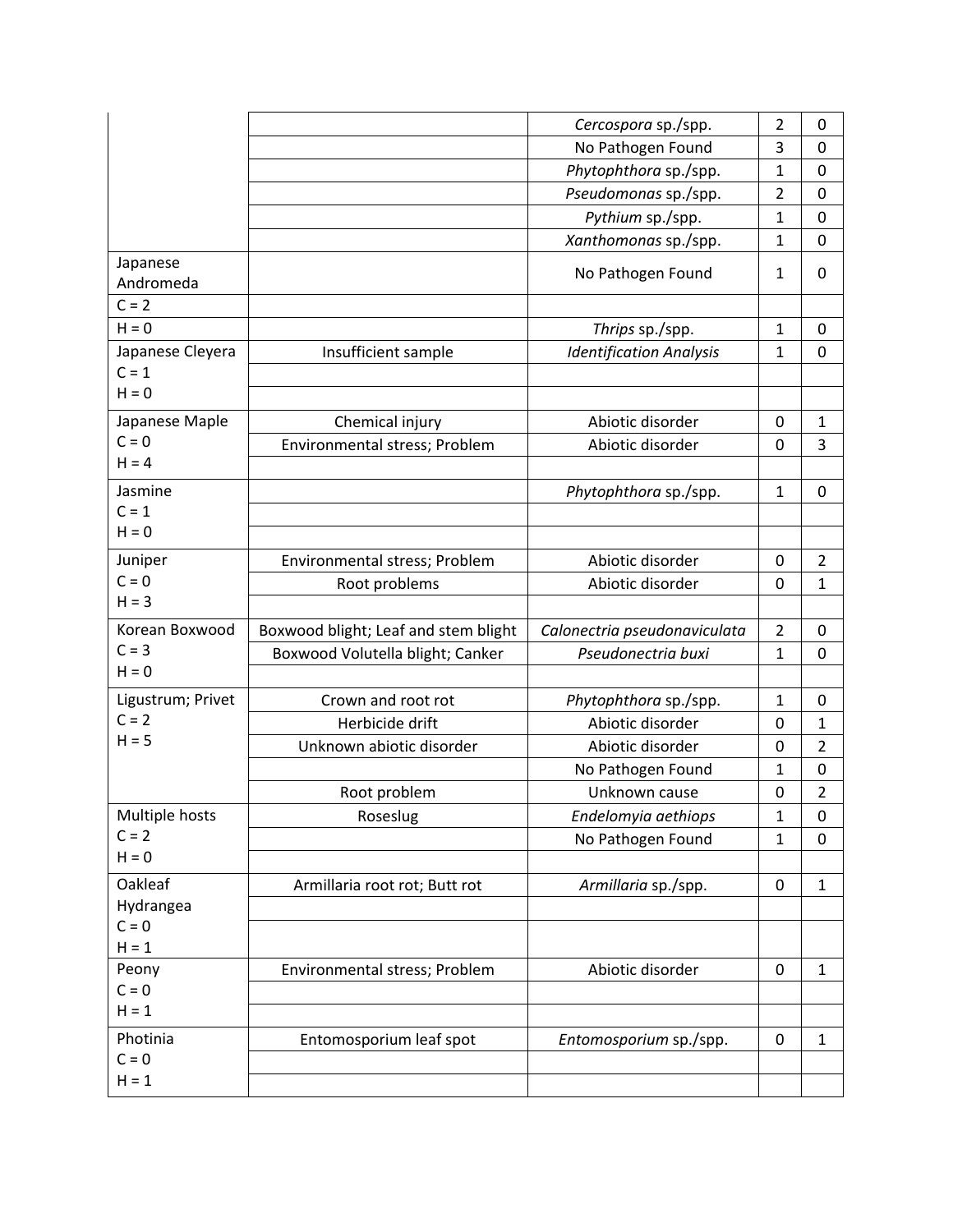| | | *Cercospora* sp./spp. | 2 | 0 |
|---|---|---|---|---|
| | | No Pathogen Found | 3 | 0 |
| | | *Phytophthora* sp./spp. | 1 | 0 |
| | | *Pseudomonas* sp./spp. | 2 | 0 |
| | | *Pythium* sp./spp. | 1 | 0 |
| | | *Xanthomonas* sp./spp. | 1 | 0 |
| Japanese Andromeda | | No Pathogen Found | 1 | 0 |
| C = 2 | | | | |
| H = 0 | | *Thrips* sp./spp. | 1 | 0 |
| Japanese Cleyera<br>C = 1<br>H = 0 | Insufficient sample | *Identification Analysis* | 1 | 0 |
| Japanese Maple<br>C = 0<br>H = 4 | Chemical injury | Abiotic disorder | 0 | 1 |
| | Environmental stress; Problem | Abiotic disorder | 0 | 3 |
| Jasmine<br>C = 1<br>H = 0 | | *Phytophthora* sp./spp. | 1 | 0 |
| Juniper<br>C = 0<br>H = 3 | Environmental stress; Problem | Abiotic disorder | 0 | 2 |
| | Root problems | Abiotic disorder | 0 | 1 |
| Korean Boxwood<br>C = 3<br>H = 0 | Boxwood blight; Leaf and stem blight | *Calonectria pseudonaviculata* | 2 | 0 |
| | Boxwood Volutella blight; Canker | *Pseudonectria buxi* | 1 | 0 |
| Ligustrum; Privet<br>C = 2<br>H = 5 | Crown and root rot | *Phytophthora* sp./spp. | 1 | 0 |
| | Herbicide drift | Abiotic disorder | 0 | 1 |
| | Unknown abiotic disorder | Abiotic disorder | 0 | 2 |
| | | No Pathogen Found | 1 | 0 |
| | Root problem | Unknown cause | 0 | 2 |
| Multiple hosts<br>C = 2<br>H = 0 | Roseslug | *Endelomyia aethiops* | 1 | 0 |
| | | No Pathogen Found | 1 | 0 |
| Oakleaf Hydrangea<br>C = 0<br>H = 1 | Armillaria root rot; Butt rot | *Armillaria* sp./spp. | 0 | 1 |
| Peony<br>C = 0<br>H = 1 | Environmental stress; Problem | Abiotic disorder | 0 | 1 |
| Photinia<br>C = 0<br>H = 1 | Entomosporium leaf spot | *Entomosporium* sp./spp. | 0 | 1 |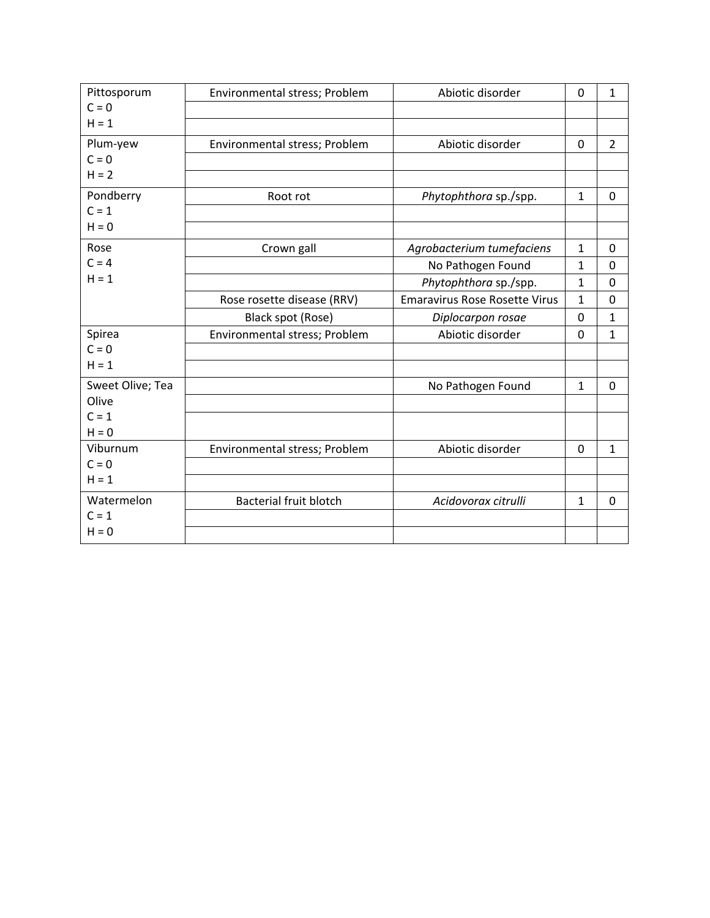| | | | | |
|---|---|---|---|---|
| Pittosporum<br>C = 0<br>H = 1 | Environmental stress; Problem | Abiotic disorder | 0 | 1 |
| | | | | |
| | | | | |
| Plum-yew<br>C = 0<br>H = 2 | Environmental stress; Problem | Abiotic disorder | 0 | 2 |
| | | | | |
| | | | | |
| Pondberry<br>C = 1<br>H = 0 | Root rot | *Phytophthora* sp./spp. | 1 | 0 |
| | | | | |
| | | | | |
| Rose<br>C = 4<br>H = 1 | Crown gall | *Agrobacterium tumefaciens* | 1 | 0 |
| | | No Pathogen Found | 1 | 0 |
| | | *Phytophthora* sp./spp. | 1 | 0 |
| | Rose rosette disease (RRV) | Emaravirus Rose Rosette Virus | 1 | 0 |
| | Black spot (Rose) | *Diplocarpon rosae* | 0 | 1 |
| Spirea<br>C = 0<br>H = 1 | Environmental stress; Problem | Abiotic disorder | 0 | 1 |
| | | | | |
| | | | | |
| Sweet Olive; Tea Olive<br>C = 1<br>H = 0 | | No Pathogen Found | 1 | 0 |
| | | | | |
| | | | | |
| Viburnum<br>C = 0<br>H = 1 | Environmental stress; Problem | Abiotic disorder | 0 | 1 |
| | | | | |
| | | | | |
| Watermelon<br>C = 1<br>H = 0 | Bacterial fruit blotch | *Acidovorax citrulli* | 1 | 0 |
| | | | | |
| | | | | |